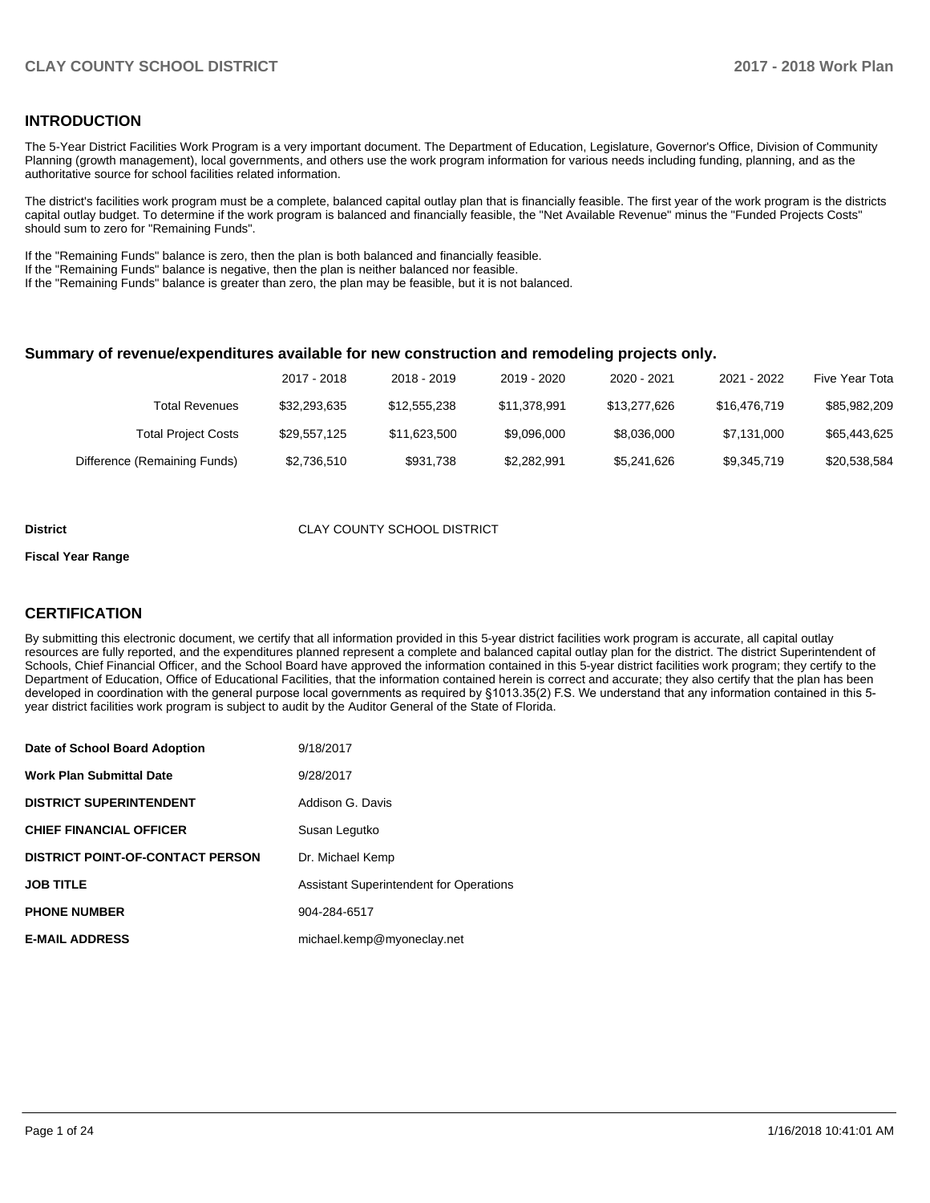## INTRODUCTION

The 5-Year District Facilities Work Program is a very important document. The Department of Education, Legislature, Governor's Office, Division of Community Planning (growth management), local governments, and others use the work program information for various needs including funding, planning, and as the authoritative source for school facilities related information.

The district's facilities work program must be a complete, balanced capital outlay plan that is financially feasible. The first year of the work program is the districts capital outlay budget. To determine if the work program is balanced and financially feasible, the "Net Available Revenue" minus the "Funded Projects Costs" should sum to zero for "Remaining Funds".

If the "Remaining Funds" balance is zero, then the plan is both balanced and financially feasible.
If the "Remaining Funds" balance is negative, then the plan is neither balanced nor feasible.
If the "Remaining Funds" balance is greater than zero, the plan may be feasible, but it is not balanced.

### Summary of revenue/expenditures available for new construction and remodeling projects only.

| | 2017 - 2018 | 2018 - 2019 | 2019 - 2020 | 2020 - 2021 | 2021 - 2022 | Five Year Tota |
|---|---|---|---|---|---|---|
| Total Revenues | $32,293,635 | $12,555,238 | $11,378,991 | $13,277,626 | $16,476,719 | $85,982,209 |
| Total Project Costs | $29,557,125 | $11,623,500 | $9,096,000 | $8,036,000 | $7,131,000 | $65,443,625 |
| Difference (Remaining Funds) | $2,736,510 | $931,738 | $2,282,991 | $5,241,626 | $9,345,719 | $20,538,584 |

**District** CLAY COUNTY SCHOOL DISTRICT

**Fiscal Year Range**

## CERTIFICATION

By submitting this electronic document, we certify that all information provided in this 5-year district facilities work program is accurate, all capital outlay resources are fully reported, and the expenditures planned represent a complete and balanced capital outlay plan for the district. The district Superintendent of Schools, Chief Financial Officer, and the School Board have approved the information contained in this 5-year district facilities work program; they certify to the Department of Education, Office of Educational Facilities, that the information contained herein is correct and accurate; they also certify that the plan has been developed in coordination with the general purpose local governments as required by §1013.35(2) F.S. We understand that any information contained in this 5-year district facilities work program is subject to audit by the Auditor General of the State of Florida.

| | |
|---|---|
| **Date of School Board Adoption** | 9/18/2017 |
| **Work Plan Submittal Date** | 9/28/2017 |
| **DISTRICT SUPERINTENDENT** | Addison G. Davis |
| **CHIEF FINANCIAL OFFICER** | Susan Legutko |
| **DISTRICT POINT-OF-CONTACT PERSON** | Dr. Michael Kemp |
| **JOB TITLE** | Assistant Superintendent for Operations |
| **PHONE NUMBER** | 904-284-6517 |
| **E-MAIL ADDRESS** | michael.kemp@myoneclay.net |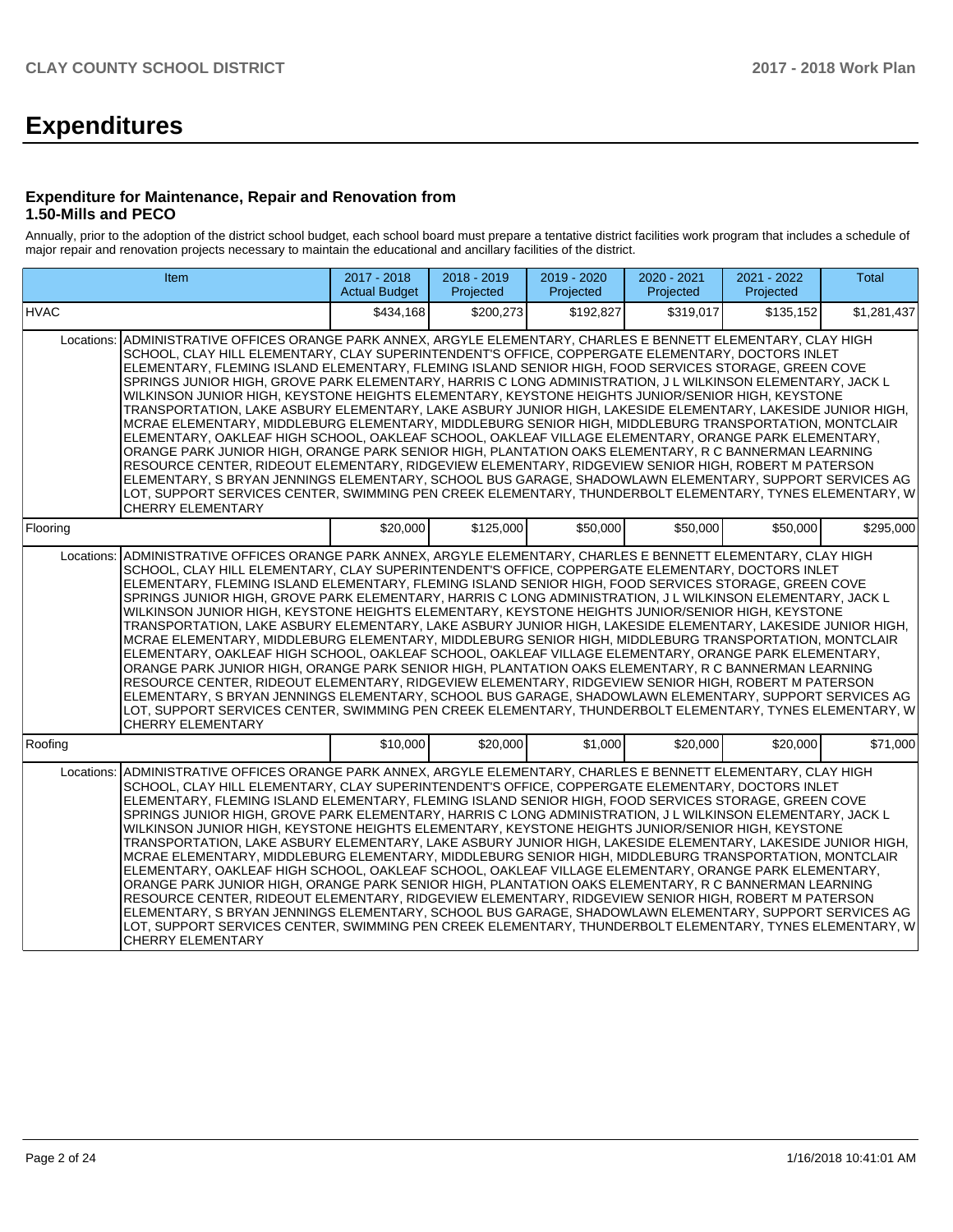# Expenditures

### Expenditure for Maintenance, Repair and Renovation from 1.50-Mills and PECO

Annually, prior to the adoption of the district school budget, each school board must prepare a tentative district facilities work program that includes a schedule of major repair and renovation projects necessary to maintain the educational and ancillary facilities of the district.

| Item | | 2017 - 2018 Actual Budget | 2018 - 2019 Projected | 2019 - 2020 Projected | 2020 - 2021 Projected | 2021 - 2022 Projected | Total |
|---|---|---|---|---|---|---|---|
| HVAC | | $434,168 | $200,273 | $192,827 | $319,017 | $135,152 | $1,281,437 |
| Locations: | ADMINISTRATIVE OFFICES ORANGE PARK ANNEX, ARGYLE ELEMENTARY, CHARLES E BENNETT ELEMENTARY, CLAY HIGH SCHOOL, CLAY HILL ELEMENTARY, CLAY SUPERINTENDENT'S OFFICE, COPPERGATE ELEMENTARY, DOCTORS INLET ELEMENTARY, FLEMING ISLAND ELEMENTARY, FLEMING ISLAND SENIOR HIGH, FOOD SERVICES STORAGE, GREEN COVE SPRINGS JUNIOR HIGH, GROVE PARK ELEMENTARY, HARRIS C LONG ADMINISTRATION, J L WILKINSON ELEMENTARY, JACK L WILKINSON JUNIOR HIGH, KEYSTONE HEIGHTS ELEMENTARY, KEYSTONE HEIGHTS JUNIOR/SENIOR HIGH, KEYSTONE TRANSPORTATION, LAKE ASBURY ELEMENTARY, LAKE ASBURY JUNIOR HIGH, LAKESIDE ELEMENTARY, LAKESIDE JUNIOR HIGH, MCRAE ELEMENTARY, MIDDLEBURG ELEMENTARY, MIDDLEBURG SENIOR HIGH, MIDDLEBURG TRANSPORTATION, MONTCLAIR ELEMENTARY, OAKLEAF HIGH SCHOOL, OAKLEAF SCHOOL, OAKLEAF VILLAGE ELEMENTARY, ORANGE PARK ELEMENTARY, ORANGE PARK JUNIOR HIGH, ORANGE PARK SENIOR HIGH, PLANTATION OAKS ELEMENTARY, R C BANNERMAN LEARNING RESOURCE CENTER, RIDEOUT ELEMENTARY, RIDGEVIEW ELEMENTARY, RIDGEVIEW SENIOR HIGH, ROBERT M PATERSON ELEMENTARY, S BRYAN JENNINGS ELEMENTARY, SCHOOL BUS GARAGE, SHADOWLAWN ELEMENTARY, SUPPORT SERVICES AG LOT, SUPPORT SERVICES CENTER, SWIMMING PEN CREEK ELEMENTARY, THUNDERBOLT ELEMENTARY, TYNES ELEMENTARY, W CHERRY ELEMENTARY | | | | | | |
| Flooring | | $20,000 | $125,000 | $50,000 | $50,000 | $50,000 | $295,000 |
| Locations: | ADMINISTRATIVE OFFICES ORANGE PARK ANNEX, ARGYLE ELEMENTARY, CHARLES E BENNETT ELEMENTARY, CLAY HIGH SCHOOL, CLAY HILL ELEMENTARY, CLAY SUPERINTENDENT'S OFFICE, COPPERGATE ELEMENTARY, DOCTORS INLET ELEMENTARY, FLEMING ISLAND ELEMENTARY, FLEMING ISLAND SENIOR HIGH, FOOD SERVICES STORAGE, GREEN COVE SPRINGS JUNIOR HIGH, GROVE PARK ELEMENTARY, HARRIS C LONG ADMINISTRATION, J L WILKINSON ELEMENTARY, JACK L WILKINSON JUNIOR HIGH, KEYSTONE HEIGHTS ELEMENTARY, KEYSTONE HEIGHTS JUNIOR/SENIOR HIGH, KEYSTONE TRANSPORTATION, LAKE ASBURY ELEMENTARY, LAKE ASBURY JUNIOR HIGH, LAKESIDE ELEMENTARY, LAKESIDE JUNIOR HIGH, MCRAE ELEMENTARY, MIDDLEBURG ELEMENTARY, MIDDLEBURG SENIOR HIGH, MIDDLEBURG TRANSPORTATION, MONTCLAIR ELEMENTARY, OAKLEAF HIGH SCHOOL, OAKLEAF SCHOOL, OAKLEAF VILLAGE ELEMENTARY, ORANGE PARK ELEMENTARY, ORANGE PARK JUNIOR HIGH, ORANGE PARK SENIOR HIGH, PLANTATION OAKS ELEMENTARY, R C BANNERMAN LEARNING RESOURCE CENTER, RIDEOUT ELEMENTARY, RIDGEVIEW ELEMENTARY, RIDGEVIEW SENIOR HIGH, ROBERT M PATERSON ELEMENTARY, S BRYAN JENNINGS ELEMENTARY, SCHOOL BUS GARAGE, SHADOWLAWN ELEMENTARY, SUPPORT SERVICES AG LOT, SUPPORT SERVICES CENTER, SWIMMING PEN CREEK ELEMENTARY, THUNDERBOLT ELEMENTARY, TYNES ELEMENTARY, W CHERRY ELEMENTARY | | | | | | |
| Roofing | | $10,000 | $20,000 | $1,000 | $20,000 | $20,000 | $71,000 |
| Locations: | ADMINISTRATIVE OFFICES ORANGE PARK ANNEX, ARGYLE ELEMENTARY, CHARLES E BENNETT ELEMENTARY, CLAY HIGH SCHOOL, CLAY HILL ELEMENTARY, CLAY SUPERINTENDENT'S OFFICE, COPPERGATE ELEMENTARY, DOCTORS INLET ELEMENTARY, FLEMING ISLAND ELEMENTARY, FLEMING ISLAND SENIOR HIGH, FOOD SERVICES STORAGE, GREEN COVE SPRINGS JUNIOR HIGH, GROVE PARK ELEMENTARY, HARRIS C LONG ADMINISTRATION, J L WILKINSON ELEMENTARY, JACK L WILKINSON JUNIOR HIGH, KEYSTONE HEIGHTS ELEMENTARY, KEYSTONE HEIGHTS JUNIOR/SENIOR HIGH, KEYSTONE TRANSPORTATION, LAKE ASBURY ELEMENTARY, LAKE ASBURY JUNIOR HIGH, LAKESIDE ELEMENTARY, LAKESIDE JUNIOR HIGH, MCRAE ELEMENTARY, MIDDLEBURG ELEMENTARY, MIDDLEBURG SENIOR HIGH, MIDDLEBURG TRANSPORTATION, MONTCLAIR ELEMENTARY, OAKLEAF HIGH SCHOOL, OAKLEAF SCHOOL, OAKLEAF VILLAGE ELEMENTARY, ORANGE PARK ELEMENTARY, ORANGE PARK JUNIOR HIGH, ORANGE PARK SENIOR HIGH, PLANTATION OAKS ELEMENTARY, R C BANNERMAN LEARNING RESOURCE CENTER, RIDEOUT ELEMENTARY, RIDGEVIEW ELEMENTARY, RIDGEVIEW SENIOR HIGH, ROBERT M PATERSON ELEMENTARY, S BRYAN JENNINGS ELEMENTARY, SCHOOL BUS GARAGE, SHADOWLAWN ELEMENTARY, SUPPORT SERVICES AG LOT, SUPPORT SERVICES CENTER, SWIMMING PEN CREEK ELEMENTARY, THUNDERBOLT ELEMENTARY, TYNES ELEMENTARY, W CHERRY ELEMENTARY | | | | | | |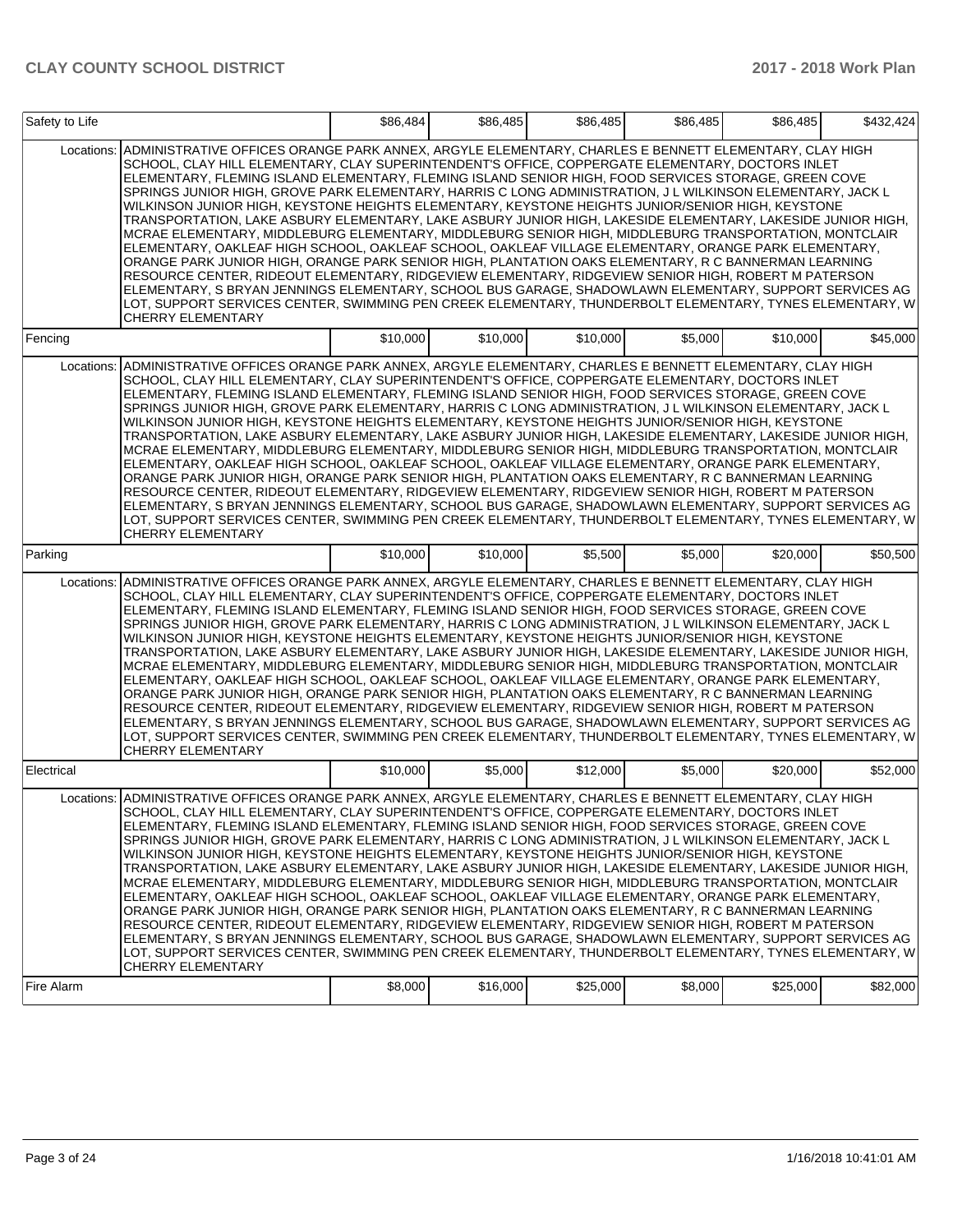| Safety to Life | | $86,484 | $86,485 | $86,485 | $86,485 | $86,485 | $432,424 |
|---|---|---|---|---|---|---|---|
| Locations: | ADMINISTRATIVE OFFICES ORANGE PARK ANNEX, ARGYLE ELEMENTARY, CHARLES E BENNETT ELEMENTARY, CLAY HIGH SCHOOL, CLAY HILL ELEMENTARY, CLAY SUPERINTENDENT'S OFFICE, COPPERGATE ELEMENTARY, DOCTORS INLET ELEMENTARY, FLEMING ISLAND ELEMENTARY, FLEMING ISLAND SENIOR HIGH, FOOD SERVICES STORAGE, GREEN COVE SPRINGS JUNIOR HIGH, GROVE PARK ELEMENTARY, HARRIS C LONG ADMINISTRATION, J L WILKINSON ELEMENTARY, JACK L WILKINSON JUNIOR HIGH, KEYSTONE HEIGHTS ELEMENTARY, KEYSTONE HEIGHTS JUNIOR/SENIOR HIGH, KEYSTONE TRANSPORTATION, LAKE ASBURY ELEMENTARY, LAKE ASBURY JUNIOR HIGH, LAKESIDE ELEMENTARY, LAKESIDE JUNIOR HIGH, MCRAE ELEMENTARY, MIDDLEBURG ELEMENTARY, MIDDLEBURG SENIOR HIGH, MIDDLEBURG TRANSPORTATION, MONTCLAIR ELEMENTARY, OAKLEAF HIGH SCHOOL, OAKLEAF SCHOOL, OAKLEAF VILLAGE ELEMENTARY, ORANGE PARK ELEMENTARY, ORANGE PARK JUNIOR HIGH, ORANGE PARK SENIOR HIGH, PLANTATION OAKS ELEMENTARY, R C BANNERMAN LEARNING RESOURCE CENTER, RIDEOUT ELEMENTARY, RIDGEVIEW ELEMENTARY, RIDGEVIEW SENIOR HIGH, ROBERT M PATERSON ELEMENTARY, S BRYAN JENNINGS ELEMENTARY, SCHOOL BUS GARAGE, SHADOWLAWN ELEMENTARY, SUPPORT SERVICES AG LOT, SUPPORT SERVICES CENTER, SWIMMING PEN CREEK ELEMENTARY, THUNDERBOLT ELEMENTARY, TYNES ELEMENTARY, W CHERRY ELEMENTARY | | | | | | |
| Fencing | | $10,000 | $10,000 | $10,000 | $5,000 | $10,000 | $45,000 |
| Locations: | ADMINISTRATIVE OFFICES ORANGE PARK ANNEX, ARGYLE ELEMENTARY, CHARLES E BENNETT ELEMENTARY, CLAY HIGH SCHOOL, CLAY HILL ELEMENTARY, CLAY SUPERINTENDENT'S OFFICE, COPPERGATE ELEMENTARY, DOCTORS INLET ELEMENTARY, FLEMING ISLAND ELEMENTARY, FLEMING ISLAND SENIOR HIGH, FOOD SERVICES STORAGE, GREEN COVE SPRINGS JUNIOR HIGH, GROVE PARK ELEMENTARY, HARRIS C LONG ADMINISTRATION, J L WILKINSON ELEMENTARY, JACK L WILKINSON JUNIOR HIGH, KEYSTONE HEIGHTS ELEMENTARY, KEYSTONE HEIGHTS JUNIOR/SENIOR HIGH, KEYSTONE TRANSPORTATION, LAKE ASBURY ELEMENTARY, LAKE ASBURY JUNIOR HIGH, LAKESIDE ELEMENTARY, LAKESIDE JUNIOR HIGH, MCRAE ELEMENTARY, MIDDLEBURG ELEMENTARY, MIDDLEBURG SENIOR HIGH, MIDDLEBURG TRANSPORTATION, MONTCLAIR ELEMENTARY, OAKLEAF HIGH SCHOOL, OAKLEAF SCHOOL, OAKLEAF VILLAGE ELEMENTARY, ORANGE PARK ELEMENTARY, ORANGE PARK JUNIOR HIGH, ORANGE PARK SENIOR HIGH, PLANTATION OAKS ELEMENTARY, R C BANNERMAN LEARNING RESOURCE CENTER, RIDEOUT ELEMENTARY, RIDGEVIEW ELEMENTARY, RIDGEVIEW SENIOR HIGH, ROBERT M PATERSON ELEMENTARY, S BRYAN JENNINGS ELEMENTARY, SCHOOL BUS GARAGE, SHADOWLAWN ELEMENTARY, SUPPORT SERVICES AG LOT, SUPPORT SERVICES CENTER, SWIMMING PEN CREEK ELEMENTARY, THUNDERBOLT ELEMENTARY, TYNES ELEMENTARY, W CHERRY ELEMENTARY | | | | | | |
| Parking | | $10,000 | $10,000 | $5,500 | $5,000 | $20,000 | $50,500 |
| Locations: | ADMINISTRATIVE OFFICES ORANGE PARK ANNEX, ARGYLE ELEMENTARY, CHARLES E BENNETT ELEMENTARY, CLAY HIGH SCHOOL, CLAY HILL ELEMENTARY, CLAY SUPERINTENDENT'S OFFICE, COPPERGATE ELEMENTARY, DOCTORS INLET ELEMENTARY, FLEMING ISLAND ELEMENTARY, FLEMING ISLAND SENIOR HIGH, FOOD SERVICES STORAGE, GREEN COVE SPRINGS JUNIOR HIGH, GROVE PARK ELEMENTARY, HARRIS C LONG ADMINISTRATION, J L WILKINSON ELEMENTARY, JACK L WILKINSON JUNIOR HIGH, KEYSTONE HEIGHTS ELEMENTARY, KEYSTONE HEIGHTS JUNIOR/SENIOR HIGH, KEYSTONE TRANSPORTATION, LAKE ASBURY ELEMENTARY, LAKE ASBURY JUNIOR HIGH, LAKESIDE ELEMENTARY, LAKESIDE JUNIOR HIGH, MCRAE ELEMENTARY, MIDDLEBURG ELEMENTARY, MIDDLEBURG SENIOR HIGH, MIDDLEBURG TRANSPORTATION, MONTCLAIR ELEMENTARY, OAKLEAF HIGH SCHOOL, OAKLEAF SCHOOL, OAKLEAF VILLAGE ELEMENTARY, ORANGE PARK ELEMENTARY, ORANGE PARK JUNIOR HIGH, ORANGE PARK SENIOR HIGH, PLANTATION OAKS ELEMENTARY, R C BANNERMAN LEARNING RESOURCE CENTER, RIDEOUT ELEMENTARY, RIDGEVIEW ELEMENTARY, RIDGEVIEW SENIOR HIGH, ROBERT M PATERSON ELEMENTARY, S BRYAN JENNINGS ELEMENTARY, SCHOOL BUS GARAGE, SHADOWLAWN ELEMENTARY, SUPPORT SERVICES AG LOT, SUPPORT SERVICES CENTER, SWIMMING PEN CREEK ELEMENTARY, THUNDERBOLT ELEMENTARY, TYNES ELEMENTARY, W CHERRY ELEMENTARY | | | | | | |
| Electrical | | $10,000 | $5,000 | $12,000 | $5,000 | $20,000 | $52,000 |
| Locations: | ADMINISTRATIVE OFFICES ORANGE PARK ANNEX, ARGYLE ELEMENTARY, CHARLES E BENNETT ELEMENTARY, CLAY HIGH SCHOOL, CLAY HILL ELEMENTARY, CLAY SUPERINTENDENT'S OFFICE, COPPERGATE ELEMENTARY, DOCTORS INLET ELEMENTARY, FLEMING ISLAND ELEMENTARY, FLEMING ISLAND SENIOR HIGH, FOOD SERVICES STORAGE, GREEN COVE SPRINGS JUNIOR HIGH, GROVE PARK ELEMENTARY, HARRIS C LONG ADMINISTRATION, J L WILKINSON ELEMENTARY, JACK L WILKINSON JUNIOR HIGH, KEYSTONE HEIGHTS ELEMENTARY, KEYSTONE HEIGHTS JUNIOR/SENIOR HIGH, KEYSTONE TRANSPORTATION, LAKE ASBURY ELEMENTARY, LAKE ASBURY JUNIOR HIGH, LAKESIDE ELEMENTARY, LAKESIDE JUNIOR HIGH, MCRAE ELEMENTARY, MIDDLEBURG ELEMENTARY, MIDDLEBURG SENIOR HIGH, MIDDLEBURG TRANSPORTATION, MONTCLAIR ELEMENTARY, OAKLEAF HIGH SCHOOL, OAKLEAF SCHOOL, OAKLEAF VILLAGE ELEMENTARY, ORANGE PARK ELEMENTARY, ORANGE PARK JUNIOR HIGH, ORANGE PARK SENIOR HIGH, PLANTATION OAKS ELEMENTARY, R C BANNERMAN LEARNING RESOURCE CENTER, RIDEOUT ELEMENTARY, RIDGEVIEW ELEMENTARY, RIDGEVIEW SENIOR HIGH, ROBERT M PATERSON ELEMENTARY, S BRYAN JENNINGS ELEMENTARY, SCHOOL BUS GARAGE, SHADOWLAWN ELEMENTARY, SUPPORT SERVICES AG LOT, SUPPORT SERVICES CENTER, SWIMMING PEN CREEK ELEMENTARY, THUNDERBOLT ELEMENTARY, TYNES ELEMENTARY, W CHERRY ELEMENTARY | | | | | | |
| Fire Alarm | | $8,000 | $16,000 | $25,000 | $8,000 | $25,000 | $82,000 |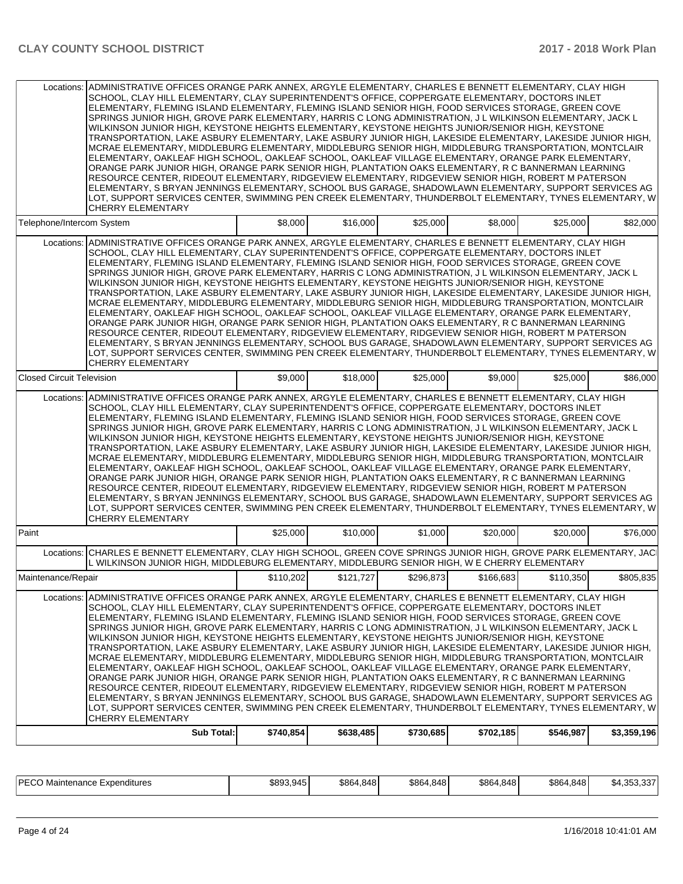| | | | | | | |
|---|---|---|---|---|---|---|
| Locations: | ADMINISTRATIVE OFFICES ORANGE PARK ANNEX, ARGYLE ELEMENTARY, CHARLES E BENNETT ELEMENTARY, CLAY HIGH SCHOOL, CLAY HILL ELEMENTARY, CLAY SUPERINTENDENT'S OFFICE, COPPERGATE ELEMENTARY, DOCTORS INLET ELEMENTARY, FLEMING ISLAND ELEMENTARY, FLEMING ISLAND SENIOR HIGH, FOOD SERVICES STORAGE, GREEN COVE SPRINGS JUNIOR HIGH, GROVE PARK ELEMENTARY, HARRIS C LONG ADMINISTRATION, J L WILKINSON ELEMENTARY, JACK L WILKINSON JUNIOR HIGH, KEYSTONE HEIGHTS ELEMENTARY, KEYSTONE HEIGHTS JUNIOR/SENIOR HIGH, KEYSTONE TRANSPORTATION, LAKE ASBURY ELEMENTARY, LAKE ASBURY JUNIOR HIGH, LAKESIDE ELEMENTARY, LAKESIDE JUNIOR HIGH, MCRAE ELEMENTARY, MIDDLEBURG ELEMENTARY, MIDDLEBURG SENIOR HIGH, MIDDLEBURG TRANSPORTATION, MONTCLAIR ELEMENTARY, OAKLEAF HIGH SCHOOL, OAKLEAF SCHOOL, OAKLEAF VILLAGE ELEMENTARY, ORANGE PARK ELEMENTARY, ORANGE PARK JUNIOR HIGH, ORANGE PARK SENIOR HIGH, PLANTATION OAKS ELEMENTARY, R C BANNERMAN LEARNING RESOURCE CENTER, RIDEOUT ELEMENTARY, RIDGEVIEW ELEMENTARY, RIDGEVIEW SENIOR HIGH, ROBERT M PATERSON ELEMENTARY, S BRYAN JENNINGS ELEMENTARY, SCHOOL BUS GARAGE, SHADOWLAWN ELEMENTARY, SUPPORT SERVICES AG LOT, SUPPORT SERVICES CENTER, SWIMMING PEN CREEK ELEMENTARY, THUNDERBOLT ELEMENTARY, TYNES ELEMENTARY, W CHERRY ELEMENTARY | | | | | |
| Telephone/Intercom System | | $8,000 | $16,000 | $25,000 | $8,000 | $25,000 | $82,000 |
| Locations: | ADMINISTRATIVE OFFICES ORANGE PARK ANNEX, ARGYLE ELEMENTARY, CHARLES E BENNETT ELEMENTARY, CLAY HIGH SCHOOL, CLAY HILL ELEMENTARY, CLAY SUPERINTENDENT'S OFFICE, COPPERGATE ELEMENTARY, DOCTORS INLET ELEMENTARY, FLEMING ISLAND ELEMENTARY, FLEMING ISLAND SENIOR HIGH, FOOD SERVICES STORAGE, GREEN COVE SPRINGS JUNIOR HIGH, GROVE PARK ELEMENTARY, HARRIS C LONG ADMINISTRATION, J L WILKINSON ELEMENTARY, JACK L WILKINSON JUNIOR HIGH, KEYSTONE HEIGHTS ELEMENTARY, KEYSTONE HEIGHTS JUNIOR/SENIOR HIGH, KEYSTONE TRANSPORTATION, LAKE ASBURY ELEMENTARY, LAKE ASBURY JUNIOR HIGH, LAKESIDE ELEMENTARY, LAKESIDE JUNIOR HIGH, MCRAE ELEMENTARY, MIDDLEBURG ELEMENTARY, MIDDLEBURG SENIOR HIGH, MIDDLEBURG TRANSPORTATION, MONTCLAIR ELEMENTARY, OAKLEAF HIGH SCHOOL, OAKLEAF SCHOOL, OAKLEAF VILLAGE ELEMENTARY, ORANGE PARK ELEMENTARY, ORANGE PARK JUNIOR HIGH, ORANGE PARK SENIOR HIGH, PLANTATION OAKS ELEMENTARY, R C BANNERMAN LEARNING RESOURCE CENTER, RIDEOUT ELEMENTARY, RIDGEVIEW ELEMENTARY, RIDGEVIEW SENIOR HIGH, ROBERT M PATERSON ELEMENTARY, S BRYAN JENNINGS ELEMENTARY, SCHOOL BUS GARAGE, SHADOWLAWN ELEMENTARY, SUPPORT SERVICES AG LOT, SUPPORT SERVICES CENTER, SWIMMING PEN CREEK ELEMENTARY, THUNDERBOLT ELEMENTARY, TYNES ELEMENTARY, W CHERRY ELEMENTARY | | | | | |
| Closed Circuit Television | | $9,000 | $18,000 | $25,000 | $9,000 | $25,000 | $86,000 |
| Locations: | ADMINISTRATIVE OFFICES ORANGE PARK ANNEX, ARGYLE ELEMENTARY, CHARLES E BENNETT ELEMENTARY, CLAY HIGH SCHOOL, CLAY HILL ELEMENTARY, CLAY SUPERINTENDENT'S OFFICE, COPPERGATE ELEMENTARY, DOCTORS INLET ELEMENTARY, FLEMING ISLAND ELEMENTARY, FLEMING ISLAND SENIOR HIGH, FOOD SERVICES STORAGE, GREEN COVE SPRINGS JUNIOR HIGH, GROVE PARK ELEMENTARY, HARRIS C LONG ADMINISTRATION, J L WILKINSON ELEMENTARY, JACK L WILKINSON JUNIOR HIGH, KEYSTONE HEIGHTS ELEMENTARY, KEYSTONE HEIGHTS JUNIOR/SENIOR HIGH, KEYSTONE TRANSPORTATION, LAKE ASBURY ELEMENTARY, LAKE ASBURY JUNIOR HIGH, LAKESIDE ELEMENTARY, LAKESIDE JUNIOR HIGH, MCRAE ELEMENTARY, MIDDLEBURG ELEMENTARY, MIDDLEBURG SENIOR HIGH, MIDDLEBURG TRANSPORTATION, MONTCLAIR ELEMENTARY, OAKLEAF HIGH SCHOOL, OAKLEAF SCHOOL, OAKLEAF VILLAGE ELEMENTARY, ORANGE PARK ELEMENTARY, ORANGE PARK JUNIOR HIGH, ORANGE PARK SENIOR HIGH, PLANTATION OAKS ELEMENTARY, R C BANNERMAN LEARNING RESOURCE CENTER, RIDEOUT ELEMENTARY, RIDGEVIEW ELEMENTARY, RIDGEVIEW SENIOR HIGH, ROBERT M PATERSON ELEMENTARY, S BRYAN JENNINGS ELEMENTARY, SCHOOL BUS GARAGE, SHADOWLAWN ELEMENTARY, SUPPORT SERVICES AG LOT, SUPPORT SERVICES CENTER, SWIMMING PEN CREEK ELEMENTARY, THUNDERBOLT ELEMENTARY, TYNES ELEMENTARY, W CHERRY ELEMENTARY | | | | | |
| Paint | | $25,000 | $10,000 | $1,000 | $20,000 | $20,000 | $76,000 |
| Locations: | CHARLES E BENNETT ELEMENTARY, CLAY HIGH SCHOOL, GREEN COVE SPRINGS JUNIOR HIGH, GROVE PARK ELEMENTARY, JACK L WILKINSON JUNIOR HIGH, MIDDLEBURG ELEMENTARY, MIDDLEBURG SENIOR HIGH, W E CHERRY ELEMENTARY | | | | | |
| Maintenance/Repair | | $110,202 | $121,727 | $296,873 | $166,683 | $110,350 | $805,835 |
| Locations: | ADMINISTRATIVE OFFICES ORANGE PARK ANNEX, ARGYLE ELEMENTARY, CHARLES E BENNETT ELEMENTARY, CLAY HIGH SCHOOL, CLAY HILL ELEMENTARY, CLAY SUPERINTENDENT'S OFFICE, COPPERGATE ELEMENTARY, DOCTORS INLET ELEMENTARY, FLEMING ISLAND ELEMENTARY, FLEMING ISLAND SENIOR HIGH, FOOD SERVICES STORAGE, GREEN COVE SPRINGS JUNIOR HIGH, GROVE PARK ELEMENTARY, HARRIS C LONG ADMINISTRATION, J L WILKINSON ELEMENTARY, JACK L WILKINSON JUNIOR HIGH, KEYSTONE HEIGHTS ELEMENTARY, KEYSTONE HEIGHTS JUNIOR/SENIOR HIGH, KEYSTONE TRANSPORTATION, LAKE ASBURY ELEMENTARY, LAKE ASBURY JUNIOR HIGH, LAKESIDE ELEMENTARY, LAKESIDE JUNIOR HIGH, MCRAE ELEMENTARY, MIDDLEBURG ELEMENTARY, MIDDLEBURG SENIOR HIGH, MIDDLEBURG TRANSPORTATION, MONTCLAIR ELEMENTARY, OAKLEAF HIGH SCHOOL, OAKLEAF SCHOOL, OAKLEAF VILLAGE ELEMENTARY, ORANGE PARK ELEMENTARY, ORANGE PARK JUNIOR HIGH, ORANGE PARK SENIOR HIGH, PLANTATION OAKS ELEMENTARY, R C BANNERMAN LEARNING RESOURCE CENTER, RIDEOUT ELEMENTARY, RIDGEVIEW ELEMENTARY, RIDGEVIEW SENIOR HIGH, ROBERT M PATERSON ELEMENTARY, S BRYAN JENNINGS ELEMENTARY, SCHOOL BUS GARAGE, SHADOWLAWN ELEMENTARY, SUPPORT SERVICES AG LOT, SUPPORT SERVICES CENTER, SWIMMING PEN CREEK ELEMENTARY, THUNDERBOLT ELEMENTARY, TYNES ELEMENTARY, W CHERRY ELEMENTARY | | | | | |
| | **Sub Total:** | **$740,854** | **$638,485** | **$730,685** | **$702,185** | **$546,987** | **$3,359,196** |

| | | | | | | |
|---|---|---|---|---|---|---|
| PECO Maintenance Expenditures | $893,945 | $864,848 | $864,848 | $864,848 | $864,848 | $4,353,337 |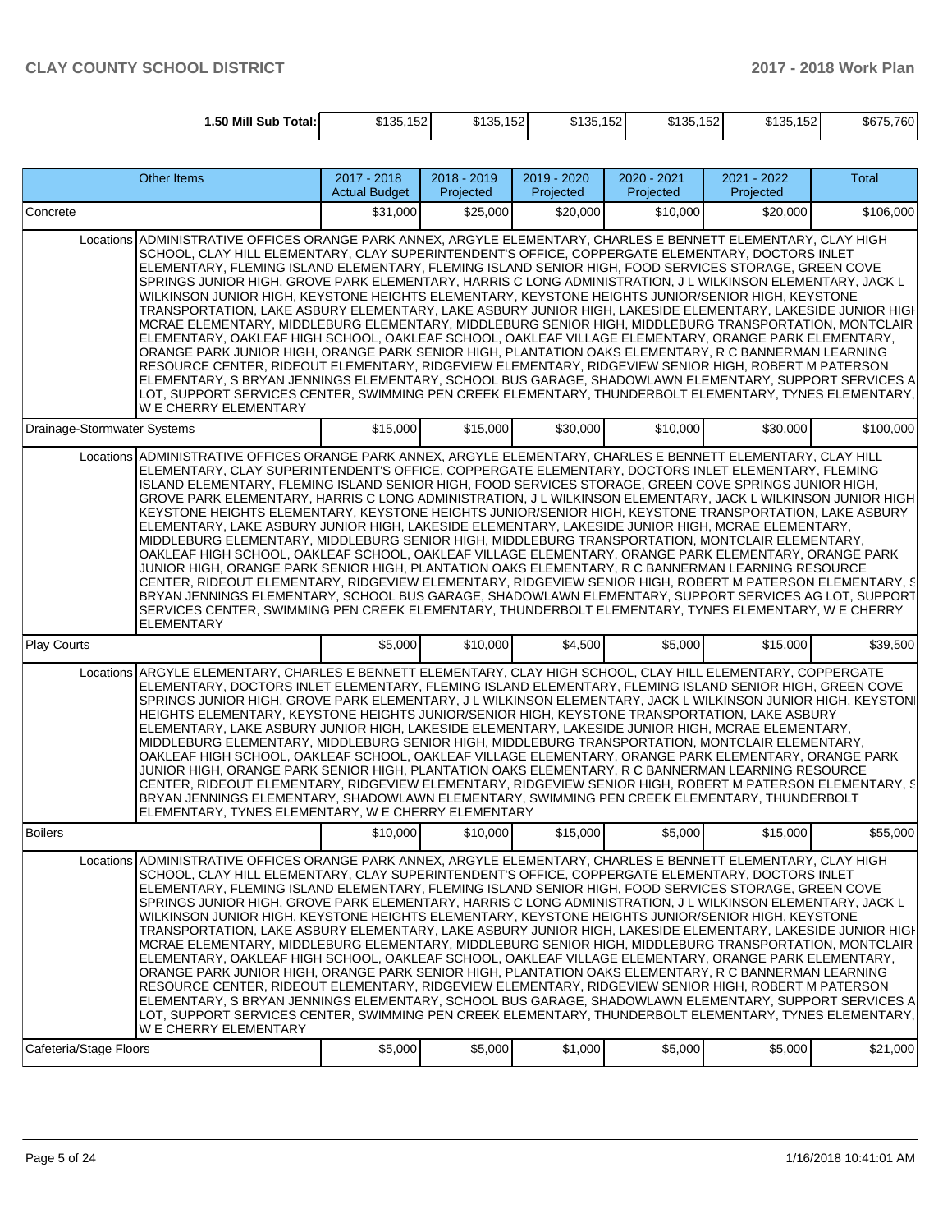| 1.50 Mill Sub Total: | $135,152 | $135,152 | $135,152 | $135,152 | $135,152 | $675,760 |
|---|---|---|---|---|---|---|

| Other Items | 2017 - 2018 Actual Budget | 2018 - 2019 Projected | 2019 - 2020 Projected | 2020 - 2021 Projected | 2021 - 2022 Projected | Total |
|---|---|---|---|---|---|---|
| Concrete | $31,000 | $25,000 | $20,000 | $10,000 | $20,000 | $106,000 |
| Locations ADMINISTRATIVE OFFICES ORANGE PARK ANNEX, ARGYLE ELEMENTARY, CHARLES E BENNETT ELEMENTARY, CLAY HIGH SCHOOL, CLAY HILL ELEMENTARY, CLAY SUPERINTENDENT'S OFFICE, COPPERGATE ELEMENTARY, DOCTORS INLET ELEMENTARY, FLEMING ISLAND ELEMENTARY, FLEMING ISLAND SENIOR HIGH, FOOD SERVICES STORAGE, GREEN COVE SPRINGS JUNIOR HIGH, GROVE PARK ELEMENTARY, HARRIS C LONG ADMINISTRATION, J L WILKINSON ELEMENTARY, JACK L WILKINSON JUNIOR HIGH, KEYSTONE HEIGHTS ELEMENTARY, KEYSTONE HEIGHTS JUNIOR/SENIOR HIGH, KEYSTONE TRANSPORTATION, LAKE ASBURY ELEMENTARY, LAKE ASBURY JUNIOR HIGH, LAKESIDE ELEMENTARY, LAKESIDE JUNIOR HIGH, MCRAE ELEMENTARY, MIDDLEBURG ELEMENTARY, MIDDLEBURG SENIOR HIGH, MIDDLEBURG TRANSPORTATION, MONTCLAIR ELEMENTARY, OAKLEAF HIGH SCHOOL, OAKLEAF SCHOOL, OAKLEAF VILLAGE ELEMENTARY, ORANGE PARK ELEMENTARY, ORANGE PARK JUNIOR HIGH, ORANGE PARK SENIOR HIGH, PLANTATION OAKS ELEMENTARY, R C BANNERMAN LEARNING RESOURCE CENTER, RIDEOUT ELEMENTARY, RIDGEVIEW ELEMENTARY, RIDGEVIEW SENIOR HIGH, ROBERT M PATERSON ELEMENTARY, S BRYAN JENNINGS ELEMENTARY, SCHOOL BUS GARAGE, SHADOWLAWN ELEMENTARY, SUPPORT SERVICES AG LOT, SUPPORT SERVICES CENTER, SWIMMING PEN CREEK ELEMENTARY, THUNDERBOLT ELEMENTARY, TYNES ELEMENTARY, W E CHERRY ELEMENTARY | | | | | | |
| Drainage-Stormwater Systems | $15,000 | $15,000 | $30,000 | $10,000 | $30,000 | $100,000 |
| Locations ADMINISTRATIVE OFFICES ORANGE PARK ANNEX, ARGYLE ELEMENTARY, CHARLES E BENNETT ELEMENTARY, CLAY HILL ELEMENTARY, CLAY SUPERINTENDENT'S OFFICE, COPPERGATE ELEMENTARY, DOCTORS INLET ELEMENTARY, FLEMING ISLAND ELEMENTARY, FLEMING ISLAND SENIOR HIGH, FOOD SERVICES STORAGE, GREEN COVE SPRINGS JUNIOR HIGH, GROVE PARK ELEMENTARY, HARRIS C LONG ADMINISTRATION, J L WILKINSON ELEMENTARY, JACK L WILKINSON JUNIOR HIGH, KEYSTONE HEIGHTS ELEMENTARY, KEYSTONE HEIGHTS JUNIOR/SENIOR HIGH, KEYSTONE TRANSPORTATION, LAKE ASBURY ELEMENTARY, LAKE ASBURY JUNIOR HIGH, LAKESIDE ELEMENTARY, LAKESIDE JUNIOR HIGH, MCRAE ELEMENTARY, MIDDLEBURG ELEMENTARY, MIDDLEBURG SENIOR HIGH, MIDDLEBURG TRANSPORTATION, MONTCLAIR ELEMENTARY, OAKLEAF HIGH SCHOOL, OAKLEAF SCHOOL, OAKLEAF VILLAGE ELEMENTARY, ORANGE PARK ELEMENTARY, ORANGE PARK JUNIOR HIGH, ORANGE PARK SENIOR HIGH, PLANTATION OAKS ELEMENTARY, R C BANNERMAN LEARNING RESOURCE CENTER, RIDEOUT ELEMENTARY, RIDGEVIEW ELEMENTARY, RIDGEVIEW SENIOR HIGH, ROBERT M PATERSON ELEMENTARY, S BRYAN JENNINGS ELEMENTARY, SCHOOL BUS GARAGE, SHADOWLAWN ELEMENTARY, SUPPORT SERVICES AG LOT, SUPPORT SERVICES CENTER, SWIMMING PEN CREEK ELEMENTARY, THUNDERBOLT ELEMENTARY, TYNES ELEMENTARY, W E CHERRY ELEMENTARY | | | | | | |
| Play Courts | $5,000 | $10,000 | $4,500 | $5,000 | $15,000 | $39,500 |
| Locations ARGYLE ELEMENTARY, CHARLES E BENNETT ELEMENTARY, CLAY HIGH SCHOOL, CLAY HILL ELEMENTARY, COPPERGATE ELEMENTARY, DOCTORS INLET ELEMENTARY, FLEMING ISLAND ELEMENTARY, FLEMING ISLAND SENIOR HIGH, GREEN COVE SPRINGS JUNIOR HIGH, GROVE PARK ELEMENTARY, J L WILKINSON ELEMENTARY, JACK L WILKINSON JUNIOR HIGH, KEYSTONE HEIGHTS ELEMENTARY, KEYSTONE HEIGHTS JUNIOR/SENIOR HIGH, KEYSTONE TRANSPORTATION, LAKE ASBURY ELEMENTARY, LAKE ASBURY JUNIOR HIGH, LAKESIDE ELEMENTARY, LAKESIDE JUNIOR HIGH, MCRAE ELEMENTARY, MIDDLEBURG ELEMENTARY, MIDDLEBURG SENIOR HIGH, MIDDLEBURG TRANSPORTATION, MONTCLAIR ELEMENTARY, OAKLEAF HIGH SCHOOL, OAKLEAF SCHOOL, OAKLEAF VILLAGE ELEMENTARY, ORANGE PARK ELEMENTARY, ORANGE PARK JUNIOR HIGH, ORANGE PARK SENIOR HIGH, PLANTATION OAKS ELEMENTARY, R C BANNERMAN LEARNING RESOURCE CENTER, RIDEOUT ELEMENTARY, RIDGEVIEW ELEMENTARY, RIDGEVIEW SENIOR HIGH, ROBERT M PATERSON ELEMENTARY, S BRYAN JENNINGS ELEMENTARY, SHADOWLAWN ELEMENTARY, SWIMMING PEN CREEK ELEMENTARY, THUNDERBOLT ELEMENTARY, TYNES ELEMENTARY, W E CHERRY ELEMENTARY | | | | | | |
| Boilers | $10,000 | $10,000 | $15,000 | $5,000 | $15,000 | $55,000 |
| Locations ADMINISTRATIVE OFFICES ORANGE PARK ANNEX, ARGYLE ELEMENTARY, CHARLES E BENNETT ELEMENTARY, CLAY HIGH SCHOOL, CLAY HILL ELEMENTARY, CLAY SUPERINTENDENT'S OFFICE, COPPERGATE ELEMENTARY, DOCTORS INLET ELEMENTARY, FLEMING ISLAND ELEMENTARY, FLEMING ISLAND SENIOR HIGH, FOOD SERVICES STORAGE, GREEN COVE SPRINGS JUNIOR HIGH, GROVE PARK ELEMENTARY, HARRIS C LONG ADMINISTRATION, J L WILKINSON ELEMENTARY, JACK L WILKINSON JUNIOR HIGH, KEYSTONE HEIGHTS ELEMENTARY, KEYSTONE HEIGHTS JUNIOR/SENIOR HIGH, KEYSTONE TRANSPORTATION, LAKE ASBURY ELEMENTARY, LAKE ASBURY JUNIOR HIGH, LAKESIDE ELEMENTARY, LAKESIDE JUNIOR HIGH, MCRAE ELEMENTARY, MIDDLEBURG ELEMENTARY, MIDDLEBURG SENIOR HIGH, MIDDLEBURG TRANSPORTATION, MONTCLAIR ELEMENTARY, OAKLEAF HIGH SCHOOL, OAKLEAF SCHOOL, OAKLEAF VILLAGE ELEMENTARY, ORANGE PARK ELEMENTARY, ORANGE PARK JUNIOR HIGH, ORANGE PARK SENIOR HIGH, PLANTATION OAKS ELEMENTARY, R C BANNERMAN LEARNING RESOURCE CENTER, RIDEOUT ELEMENTARY, RIDGEVIEW ELEMENTARY, RIDGEVIEW SENIOR HIGH, ROBERT M PATERSON ELEMENTARY, S BRYAN JENNINGS ELEMENTARY, SCHOOL BUS GARAGE, SHADOWLAWN ELEMENTARY, SUPPORT SERVICES AG LOT, SUPPORT SERVICES CENTER, SWIMMING PEN CREEK ELEMENTARY, THUNDERBOLT ELEMENTARY, TYNES ELEMENTARY, W E CHERRY ELEMENTARY | | | | | | |
| Cafeteria/Stage Floors | $5,000 | $5,000 | $1,000 | $5,000 | $5,000 | $21,000 |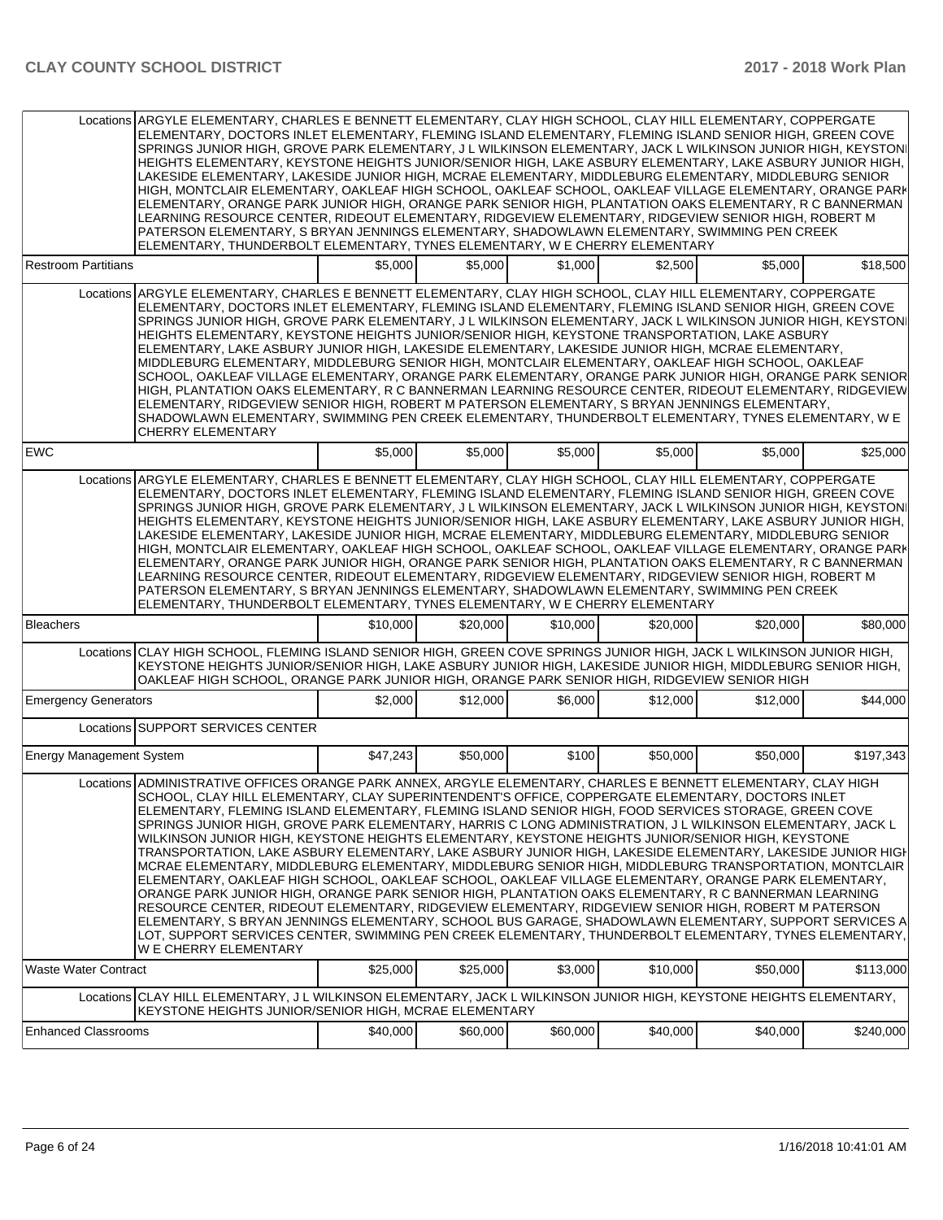| | | | | | | |
|---|---|---|---|---|---|---|
| Locations | ARGYLE ELEMENTARY, CHARLES E BENNETT ELEMENTARY, CLAY HIGH SCHOOL, CLAY HILL ELEMENTARY, COPPERGATE ELEMENTARY, DOCTORS INLET ELEMENTARY, FLEMING ISLAND ELEMENTARY, FLEMING ISLAND SENIOR HIGH, GREEN COVE SPRINGS JUNIOR HIGH, GROVE PARK ELEMENTARY, J L WILKINSON ELEMENTARY, JACK L WILKINSON JUNIOR HIGH, KEYSTONE HEIGHTS ELEMENTARY, KEYSTONE HEIGHTS JUNIOR/SENIOR HIGH, LAKE ASBURY ELEMENTARY, LAKE ASBURY JUNIOR HIGH, LAKESIDE ELEMENTARY, LAKESIDE JUNIOR HIGH, MCRAE ELEMENTARY, MIDDLEBURG ELEMENTARY, MIDDLEBURG SENIOR HIGH, MONTCLAIR ELEMENTARY, OAKLEAF HIGH SCHOOL, OAKLEAF SCHOOL, OAKLEAF VILLAGE ELEMENTARY, ORANGE PARK ELEMENTARY, ORANGE PARK JUNIOR HIGH, ORANGE PARK SENIOR HIGH, PLANTATION OAKS ELEMENTARY, R C BANNERMAN LEARNING RESOURCE CENTER, RIDEOUT ELEMENTARY, RIDGEVIEW ELEMENTARY, RIDGEVIEW SENIOR HIGH, ROBERT M PATERSON ELEMENTARY, S BRYAN JENNINGS ELEMENTARY, SHADOWLAWN ELEMENTARY, SWIMMING PEN CREEK ELEMENTARY, THUNDERBOLT ELEMENTARY, TYNES ELEMENTARY, W E CHERRY ELEMENTARY | | | | | | |
| Restroom Partitians | | $5,000 | $5,000 | $1,000 | $2,500 | $5,000 | $18,500 |
| Locations | ARGYLE ELEMENTARY, CHARLES E BENNETT ELEMENTARY, CLAY HIGH SCHOOL, CLAY HILL ELEMENTARY, COPPERGATE ELEMENTARY, DOCTORS INLET ELEMENTARY, FLEMING ISLAND ELEMENTARY, FLEMING ISLAND SENIOR HIGH, GREEN COVE SPRINGS JUNIOR HIGH, GROVE PARK ELEMENTARY, J L WILKINSON ELEMENTARY, JACK L WILKINSON JUNIOR HIGH, KEYSTONE HEIGHTS ELEMENTARY, KEYSTONE HEIGHTS JUNIOR/SENIOR HIGH, KEYSTONE TRANSPORTATION, LAKE ASBURY ELEMENTARY, LAKE ASBURY JUNIOR HIGH, LAKESIDE ELEMENTARY, LAKESIDE JUNIOR HIGH, MCRAE ELEMENTARY, MIDDLEBURG ELEMENTARY, MIDDLEBURG SENIOR HIGH, MONTCLAIR ELEMENTARY, OAKLEAF HIGH SCHOOL, OAKLEAF SCHOOL, OAKLEAF VILLAGE ELEMENTARY, ORANGE PARK ELEMENTARY, ORANGE PARK JUNIOR HIGH, ORANGE PARK SENIOR HIGH, PLANTATION OAKS ELEMENTARY, R C BANNERMAN LEARNING RESOURCE CENTER, RIDEOUT ELEMENTARY, RIDGEVIEW ELEMENTARY, RIDGEVIEW SENIOR HIGH, ROBERT M PATERSON ELEMENTARY, S BRYAN JENNINGS ELEMENTARY, SHADOWLAWN ELEMENTARY, SWIMMING PEN CREEK ELEMENTARY, THUNDERBOLT ELEMENTARY, TYNES ELEMENTARY, W E CHERRY ELEMENTARY | | | | | | |
| EWC | | $5,000 | $5,000 | $5,000 | $5,000 | $5,000 | $25,000 |
| Locations | ARGYLE ELEMENTARY, CHARLES E BENNETT ELEMENTARY, CLAY HIGH SCHOOL, CLAY HILL ELEMENTARY, COPPERGATE ELEMENTARY, DOCTORS INLET ELEMENTARY, FLEMING ISLAND ELEMENTARY, FLEMING ISLAND SENIOR HIGH, GREEN COVE SPRINGS JUNIOR HIGH, GROVE PARK ELEMENTARY, J L WILKINSON ELEMENTARY, JACK L WILKINSON JUNIOR HIGH, KEYSTONE HEIGHTS ELEMENTARY, KEYSTONE HEIGHTS JUNIOR/SENIOR HIGH, LAKE ASBURY ELEMENTARY, LAKE ASBURY JUNIOR HIGH, LAKESIDE ELEMENTARY, LAKESIDE JUNIOR HIGH, MCRAE ELEMENTARY, MIDDLEBURG ELEMENTARY, MIDDLEBURG SENIOR HIGH, MONTCLAIR ELEMENTARY, OAKLEAF HIGH SCHOOL, OAKLEAF SCHOOL, OAKLEAF VILLAGE ELEMENTARY, ORANGE PARK ELEMENTARY, ORANGE PARK JUNIOR HIGH, ORANGE PARK SENIOR HIGH, PLANTATION OAKS ELEMENTARY, R C BANNERMAN LEARNING RESOURCE CENTER, RIDEOUT ELEMENTARY, RIDGEVIEW ELEMENTARY, RIDGEVIEW SENIOR HIGH, ROBERT M PATERSON ELEMENTARY, S BRYAN JENNINGS ELEMENTARY, SHADOWLAWN ELEMENTARY, SWIMMING PEN CREEK ELEMENTARY, THUNDERBOLT ELEMENTARY, TYNES ELEMENTARY, W E CHERRY ELEMENTARY | | | | | | |
| Bleachers | | $10,000 | $20,000 | $10,000 | $20,000 | $20,000 | $80,000 |
| Locations | CLAY HIGH SCHOOL, FLEMING ISLAND SENIOR HIGH, GREEN COVE SPRINGS JUNIOR HIGH, JACK L WILKINSON JUNIOR HIGH, KEYSTONE HEIGHTS JUNIOR/SENIOR HIGH, LAKE ASBURY JUNIOR HIGH, LAKESIDE JUNIOR HIGH, MIDDLEBURG SENIOR HIGH, OAKLEAF HIGH SCHOOL, ORANGE PARK JUNIOR HIGH, ORANGE PARK SENIOR HIGH, RIDGEVIEW SENIOR HIGH | | | | | | |
| Emergency Generators | | $2,000 | $12,000 | $6,000 | $12,000 | $12,000 | $44,000 |
| Locations | SUPPORT SERVICES CENTER | | | | | | |
| Energy Management System | | $47,243 | $50,000 | $100 | $50,000 | $50,000 | $197,343 |
| Locations | ADMINISTRATIVE OFFICES ORANGE PARK ANNEX, ARGYLE ELEMENTARY, CHARLES E BENNETT ELEMENTARY, CLAY HIGH SCHOOL, CLAY HILL ELEMENTARY, CLAY SUPERINTENDENT'S OFFICE, COPPERGATE ELEMENTARY, DOCTORS INLET ELEMENTARY, FLEMING ISLAND ELEMENTARY, FLEMING ISLAND SENIOR HIGH, FOOD SERVICES STORAGE, GREEN COVE SPRINGS JUNIOR HIGH, GROVE PARK ELEMENTARY, HARRIS C LONG ADMINISTRATION, J L WILKINSON ELEMENTARY, JACK L WILKINSON JUNIOR HIGH, KEYSTONE HEIGHTS ELEMENTARY, KEYSTONE HEIGHTS JUNIOR/SENIOR HIGH, KEYSTONE TRANSPORTATION, LAKE ASBURY ELEMENTARY, LAKE ASBURY JUNIOR HIGH, LAKESIDE ELEMENTARY, LAKESIDE JUNIOR HIGH, MCRAE ELEMENTARY, MIDDLEBURG ELEMENTARY, MIDDLEBURG SENIOR HIGH, MIDDLEBURG TRANSPORTATION, MONTCLAIR ELEMENTARY, OAKLEAF HIGH SCHOOL, OAKLEAF SCHOOL, OAKLEAF VILLAGE ELEMENTARY, ORANGE PARK ELEMENTARY, ORANGE PARK JUNIOR HIGH, ORANGE PARK SENIOR HIGH, PLANTATION OAKS ELEMENTARY, R C BANNERMAN LEARNING RESOURCE CENTER, RIDEOUT ELEMENTARY, RIDGEVIEW ELEMENTARY, RIDGEVIEW SENIOR HIGH, ROBERT M PATERSON ELEMENTARY, S BRYAN JENNINGS ELEMENTARY, SCHOOL BUS GARAGE, SHADOWLAWN ELEMENTARY, SUPPORT SERVICES A LOT, SUPPORT SERVICES CENTER, SWIMMING PEN CREEK ELEMENTARY, THUNDERBOLT ELEMENTARY, TYNES ELEMENTARY, W E CHERRY ELEMENTARY | | | | | | |
| Waste Water Contract | | $25,000 | $25,000 | $3,000 | $10,000 | $50,000 | $113,000 |
| Locations | CLAY HILL ELEMENTARY, J L WILKINSON ELEMENTARY, JACK L WILKINSON JUNIOR HIGH, KEYSTONE HEIGHTS ELEMENTARY, KEYSTONE HEIGHTS JUNIOR/SENIOR HIGH, MCRAE ELEMENTARY | | | | | | |
| Enhanced Classrooms | | $40,000 | $60,000 | $60,000 | $40,000 | $40,000 | $240,000 |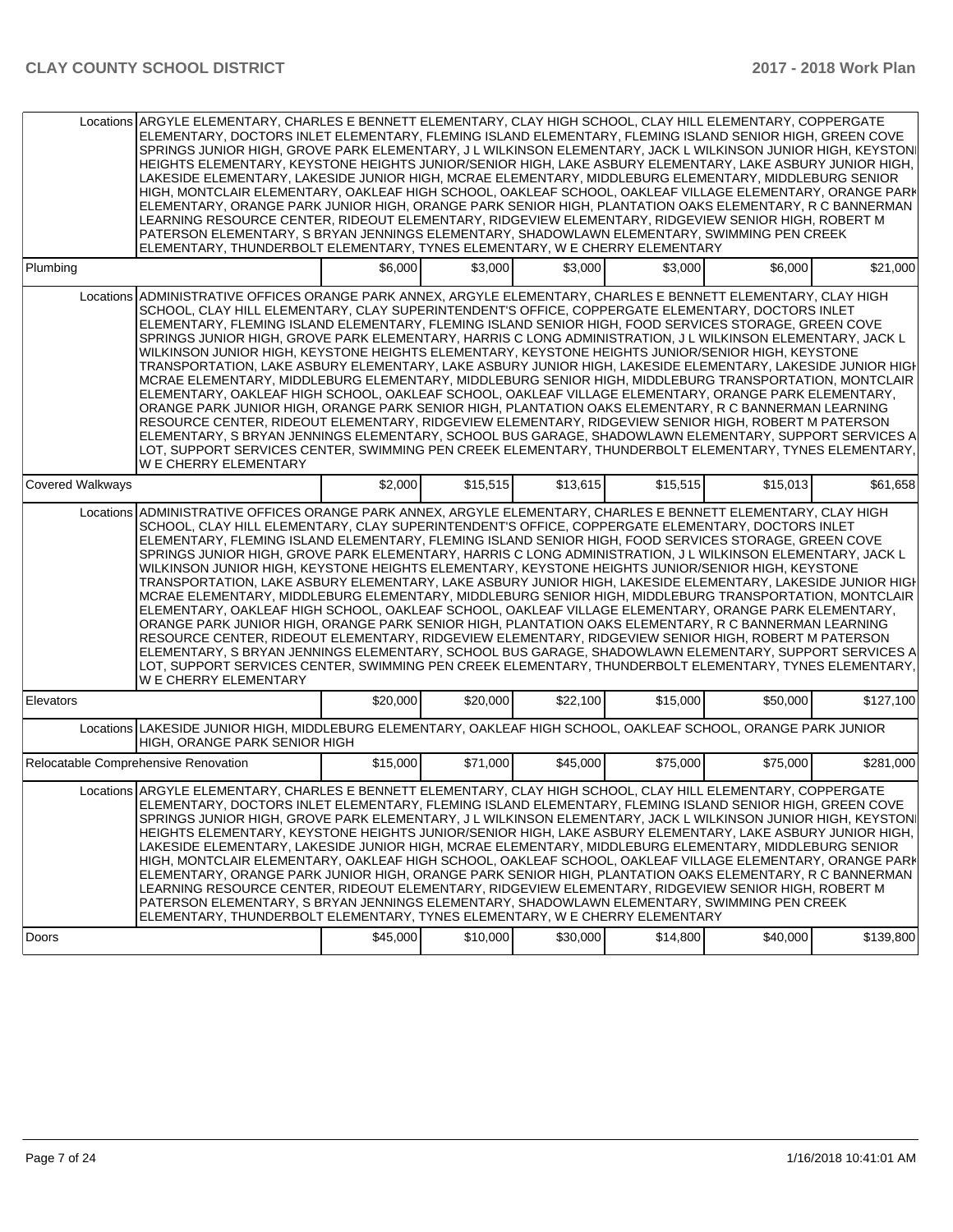| | | | | | | |
|---|---|---|---|---|---|---|
| Locations | ARGYLE ELEMENTARY, CHARLES E BENNETT ELEMENTARY, CLAY HIGH SCHOOL, CLAY HILL ELEMENTARY, COPPERGATE ELEMENTARY, DOCTORS INLET ELEMENTARY, FLEMING ISLAND ELEMENTARY, FLEMING ISLAND SENIOR HIGH, GREEN COVE SPRINGS JUNIOR HIGH, GROVE PARK ELEMENTARY, J L WILKINSON ELEMENTARY, JACK L WILKINSON JUNIOR HIGH, KEYSTONE HEIGHTS ELEMENTARY, KEYSTONE HEIGHTS JUNIOR/SENIOR HIGH, LAKE ASBURY ELEMENTARY, LAKE ASBURY JUNIOR HIGH, LAKESIDE ELEMENTARY, LAKESIDE JUNIOR HIGH, MCRAE ELEMENTARY, MIDDLEBURG ELEMENTARY, MIDDLEBURG SENIOR HIGH, MONTCLAIR ELEMENTARY, OAKLEAF HIGH SCHOOL, OAKLEAF SCHOOL, OAKLEAF VILLAGE ELEMENTARY, ORANGE PARK ELEMENTARY, ORANGE PARK JUNIOR HIGH, ORANGE PARK SENIOR HIGH, PLANTATION OAKS ELEMENTARY, R C BANNERMAN LEARNING RESOURCE CENTER, RIDEOUT ELEMENTARY, RIDGEVIEW ELEMENTARY, RIDGEVIEW SENIOR HIGH, ROBERT M PATERSON ELEMENTARY, S BRYAN JENNINGS ELEMENTARY, SHADOWLAWN ELEMENTARY, SWIMMING PEN CREEK ELEMENTARY, THUNDERBOLT ELEMENTARY, TYNES ELEMENTARY, W E CHERRY ELEMENTARY | | | | | |
| Plumbing | | $6,000 | $3,000 | $3,000 | $3,000 | $6,000 | $21,000 |
| Locations | ADMINISTRATIVE OFFICES ORANGE PARK ANNEX, ARGYLE ELEMENTARY, CHARLES E BENNETT ELEMENTARY, CLAY HIGH SCHOOL, CLAY HILL ELEMENTARY, CLAY SUPERINTENDENT'S OFFICE, COPPERGATE ELEMENTARY, DOCTORS INLET ELEMENTARY, FLEMING ISLAND ELEMENTARY, FLEMING ISLAND SENIOR HIGH, FOOD SERVICES STORAGE, GREEN COVE SPRINGS JUNIOR HIGH, GROVE PARK ELEMENTARY, HARRIS C LONG ADMINISTRATION, J L WILKINSON ELEMENTARY, JACK L WILKINSON JUNIOR HIGH, KEYSTONE HEIGHTS ELEMENTARY, KEYSTONE HEIGHTS JUNIOR/SENIOR HIGH, KEYSTONE TRANSPORTATION, LAKE ASBURY ELEMENTARY, LAKE ASBURY JUNIOR HIGH, LAKESIDE ELEMENTARY, LAKESIDE JUNIOR HIGH, MCRAE ELEMENTARY, MIDDLEBURG ELEMENTARY, MIDDLEBURG SENIOR HIGH, MIDDLEBURG TRANSPORTATION, MONTCLAIR ELEMENTARY, OAKLEAF HIGH SCHOOL, OAKLEAF SCHOOL, OAKLEAF VILLAGE ELEMENTARY, ORANGE PARK ELEMENTARY, ORANGE PARK JUNIOR HIGH, ORANGE PARK SENIOR HIGH, PLANTATION OAKS ELEMENTARY, R C BANNERMAN LEARNING RESOURCE CENTER, RIDEOUT ELEMENTARY, RIDGEVIEW ELEMENTARY, RIDGEVIEW SENIOR HIGH, ROBERT M PATERSON ELEMENTARY, S BRYAN JENNINGS ELEMENTARY, SCHOOL BUS GARAGE, SHADOWLAWN ELEMENTARY, SUPPORT SERVICES A LOT, SUPPORT SERVICES CENTER, SWIMMING PEN CREEK ELEMENTARY, THUNDERBOLT ELEMENTARY, TYNES ELEMENTARY, W E CHERRY ELEMENTARY | | | | | |
| Covered Walkways | | $2,000 | $15,515 | $13,615 | $15,515 | $15,013 | $61,658 |
| Locations | ADMINISTRATIVE OFFICES ORANGE PARK ANNEX, ARGYLE ELEMENTARY, CHARLES E BENNETT ELEMENTARY, CLAY HIGH SCHOOL, CLAY HILL ELEMENTARY, CLAY SUPERINTENDENT'S OFFICE, COPPERGATE ELEMENTARY, DOCTORS INLET ELEMENTARY, FLEMING ISLAND ELEMENTARY, FLEMING ISLAND SENIOR HIGH, FOOD SERVICES STORAGE, GREEN COVE SPRINGS JUNIOR HIGH, GROVE PARK ELEMENTARY, HARRIS C LONG ADMINISTRATION, J L WILKINSON ELEMENTARY, JACK L WILKINSON JUNIOR HIGH, KEYSTONE HEIGHTS ELEMENTARY, KEYSTONE HEIGHTS JUNIOR/SENIOR HIGH, KEYSTONE TRANSPORTATION, LAKE ASBURY ELEMENTARY, LAKE ASBURY JUNIOR HIGH, LAKESIDE ELEMENTARY, LAKESIDE JUNIOR HIGH, MCRAE ELEMENTARY, MIDDLEBURG ELEMENTARY, MIDDLEBURG SENIOR HIGH, MIDDLEBURG TRANSPORTATION, MONTCLAIR ELEMENTARY, OAKLEAF HIGH SCHOOL, OAKLEAF SCHOOL, OAKLEAF VILLAGE ELEMENTARY, ORANGE PARK ELEMENTARY, ORANGE PARK JUNIOR HIGH, ORANGE PARK SENIOR HIGH, PLANTATION OAKS ELEMENTARY, R C BANNERMAN LEARNING RESOURCE CENTER, RIDEOUT ELEMENTARY, RIDGEVIEW ELEMENTARY, RIDGEVIEW SENIOR HIGH, ROBERT M PATERSON ELEMENTARY, S BRYAN JENNINGS ELEMENTARY, SCHOOL BUS GARAGE, SHADOWLAWN ELEMENTARY, SUPPORT SERVICES A LOT, SUPPORT SERVICES CENTER, SWIMMING PEN CREEK ELEMENTARY, THUNDERBOLT ELEMENTARY, TYNES ELEMENTARY, W E CHERRY ELEMENTARY | | | | | |
| Elevators | | $20,000 | $20,000 | $22,100 | $15,000 | $50,000 | $127,100 |
| Locations | LAKESIDE JUNIOR HIGH, MIDDLEBURG ELEMENTARY, OAKLEAF HIGH SCHOOL, OAKLEAF SCHOOL, ORANGE PARK JUNIOR HIGH, ORANGE PARK SENIOR HIGH | | | | | |
| Relocatable Comprehensive Renovation | | $15,000 | $71,000 | $45,000 | $75,000 | $75,000 | $281,000 |
| Locations | ARGYLE ELEMENTARY, CHARLES E BENNETT ELEMENTARY, CLAY HIGH SCHOOL, CLAY HILL ELEMENTARY, COPPERGATE ELEMENTARY, DOCTORS INLET ELEMENTARY, FLEMING ISLAND ELEMENTARY, FLEMING ISLAND SENIOR HIGH, GREEN COVE SPRINGS JUNIOR HIGH, GROVE PARK ELEMENTARY, J L WILKINSON ELEMENTARY, JACK L WILKINSON JUNIOR HIGH, KEYSTONE HEIGHTS ELEMENTARY, KEYSTONE HEIGHTS JUNIOR/SENIOR HIGH, LAKE ASBURY ELEMENTARY, LAKE ASBURY JUNIOR HIGH, LAKESIDE ELEMENTARY, LAKESIDE JUNIOR HIGH, MCRAE ELEMENTARY, MIDDLEBURG ELEMENTARY, MIDDLEBURG SENIOR HIGH, MONTCLAIR ELEMENTARY, OAKLEAF HIGH SCHOOL, OAKLEAF SCHOOL, OAKLEAF VILLAGE ELEMENTARY, ORANGE PARK ELEMENTARY, ORANGE PARK JUNIOR HIGH, ORANGE PARK SENIOR HIGH, PLANTATION OAKS ELEMENTARY, R C BANNERMAN LEARNING RESOURCE CENTER, RIDEOUT ELEMENTARY, RIDGEVIEW ELEMENTARY, RIDGEVIEW SENIOR HIGH, ROBERT M PATERSON ELEMENTARY, S BRYAN JENNINGS ELEMENTARY, SHADOWLAWN ELEMENTARY, SWIMMING PEN CREEK ELEMENTARY, THUNDERBOLT ELEMENTARY, TYNES ELEMENTARY, W E CHERRY ELEMENTARY | | | | | |
| Doors | | $45,000 | $10,000 | $30,000 | $14,800 | $40,000 | $139,800 |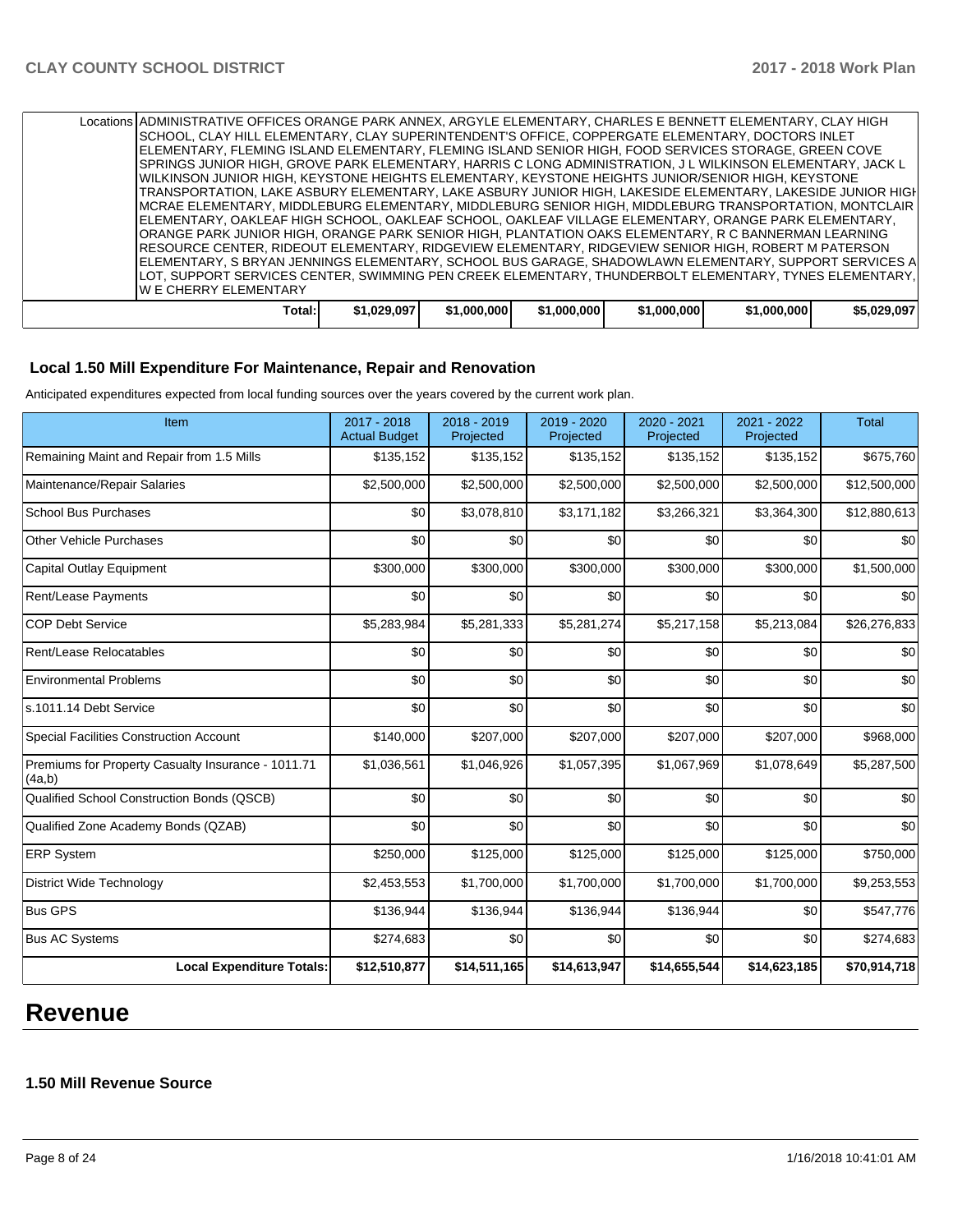| | Locations | ADMINISTRATIVE OFFICES ORANGE PARK ANNEX, ARGYLE ELEMENTARY, CHARLES E BENNETT ELEMENTARY, CLAY HIGH SCHOOL, CLAY HILL ELEMENTARY, CLAY SUPERINTENDENT'S OFFICE, COPPERGATE ELEMENTARY, DOCTORS INLET ELEMENTARY, FLEMING ISLAND ELEMENTARY, FLEMING ISLAND SENIOR HIGH, FOOD SERVICES STORAGE, GREEN COVE SPRINGS JUNIOR HIGH, GROVE PARK ELEMENTARY, HARRIS C LONG ADMINISTRATION, J L WILKINSON ELEMENTARY, JACK L WILKINSON JUNIOR HIGH, KEYSTONE HEIGHTS ELEMENTARY, KEYSTONE HEIGHTS JUNIOR/SENIOR HIGH, KEYSTONE TRANSPORTATION, LAKE ASBURY ELEMENTARY, LAKE ASBURY JUNIOR HIGH, LAKESIDE ELEMENTARY, LAKESIDE JUNIOR HIGH, MCRAE ELEMENTARY, MIDDLEBURG ELEMENTARY, MIDDLEBURG SENIOR HIGH, MIDDLEBURG TRANSPORTATION, MONTCLAIR ELEMENTARY, OAKLEAF HIGH SCHOOL, OAKLEAF SCHOOL, OAKLEAF VILLAGE ELEMENTARY, ORANGE PARK ELEMENTARY, ORANGE PARK JUNIOR HIGH, ORANGE PARK SENIOR HIGH, PLANTATION OAKS ELEMENTARY, R C BANNERMAN LEARNING RESOURCE CENTER, RIDEOUT ELEMENTARY, RIDGEVIEW ELEMENTARY, RIDGEVIEW SENIOR HIGH, ROBERT M PATERSON ELEMENTARY, S BRYAN JENNINGS ELEMENTARY, SCHOOL BUS GARAGE, SHADOWLAWN ELEMENTARY, SUPPORT SERVICES A LOT, SUPPORT SERVICES CENTER, SWIMMING PEN CREEK ELEMENTARY, THUNDERBOLT ELEMENTARY, TYNES ELEMENTARY, W E CHERRY ELEMENTARY | | | | | |
|---|---|---|---|---|---|---|---|
| | Total: | $1,029,097 | $1,000,000 | $1,000,000 | $1,000,000 | $1,000,000 | $5,029,097 |

### Local 1.50 Mill Expenditure For Maintenance, Repair and Renovation

Anticipated expenditures expected from local funding sources over the years covered by the current work plan.

| Item | 2017 - 2018 Actual Budget | 2018 - 2019 Projected | 2019 - 2020 Projected | 2020 - 2021 Projected | 2021 - 2022 Projected | Total |
|---|---|---|---|---|---|---|
| Remaining Maint and Repair from 1.5 Mills | $135,152 | $135,152 | $135,152 | $135,152 | $135,152 | $675,760 |
| Maintenance/Repair Salaries | $2,500,000 | $2,500,000 | $2,500,000 | $2,500,000 | $2,500,000 | $12,500,000 |
| School Bus Purchases | $0 | $3,078,810 | $3,171,182 | $3,266,321 | $3,364,300 | $12,880,613 |
| Other Vehicle Purchases | $0 | $0 | $0 | $0 | $0 | $0 |
| Capital Outlay Equipment | $300,000 | $300,000 | $300,000 | $300,000 | $300,000 | $1,500,000 |
| Rent/Lease Payments | $0 | $0 | $0 | $0 | $0 | $0 |
| COP Debt Service | $5,283,984 | $5,281,333 | $5,281,274 | $5,217,158 | $5,213,084 | $26,276,833 |
| Rent/Lease Relocatables | $0 | $0 | $0 | $0 | $0 | $0 |
| Environmental Problems | $0 | $0 | $0 | $0 | $0 | $0 |
| s.1011.14 Debt Service | $0 | $0 | $0 | $0 | $0 | $0 |
| Special Facilities Construction Account | $140,000 | $207,000 | $207,000 | $207,000 | $207,000 | $968,000 |
| Premiums for Property Casualty Insurance - 1011.71 (4a,b) | $1,036,561 | $1,046,926 | $1,057,395 | $1,067,969 | $1,078,649 | $5,287,500 |
| Qualified School Construction Bonds (QSCB) | $0 | $0 | $0 | $0 | $0 | $0 |
| Qualified Zone Academy Bonds (QZAB) | $0 | $0 | $0 | $0 | $0 | $0 |
| ERP System | $250,000 | $125,000 | $125,000 | $125,000 | $125,000 | $750,000 |
| District Wide Technology | $2,453,553 | $1,700,000 | $1,700,000 | $1,700,000 | $1,700,000 | $9,253,553 |
| Bus GPS | $136,944 | $136,944 | $136,944 | $136,944 | $0 | $547,776 |
| Bus AC Systems | $274,683 | $0 | $0 | $0 | $0 | $274,683 |
| **Local Expenditure Totals:** | **$12,510,877** | **$14,511,165** | **$14,613,947** | **$14,655,544** | **$14,623,185** | **$70,914,718** |

# Revenue

### 1.50 Mill Revenue Source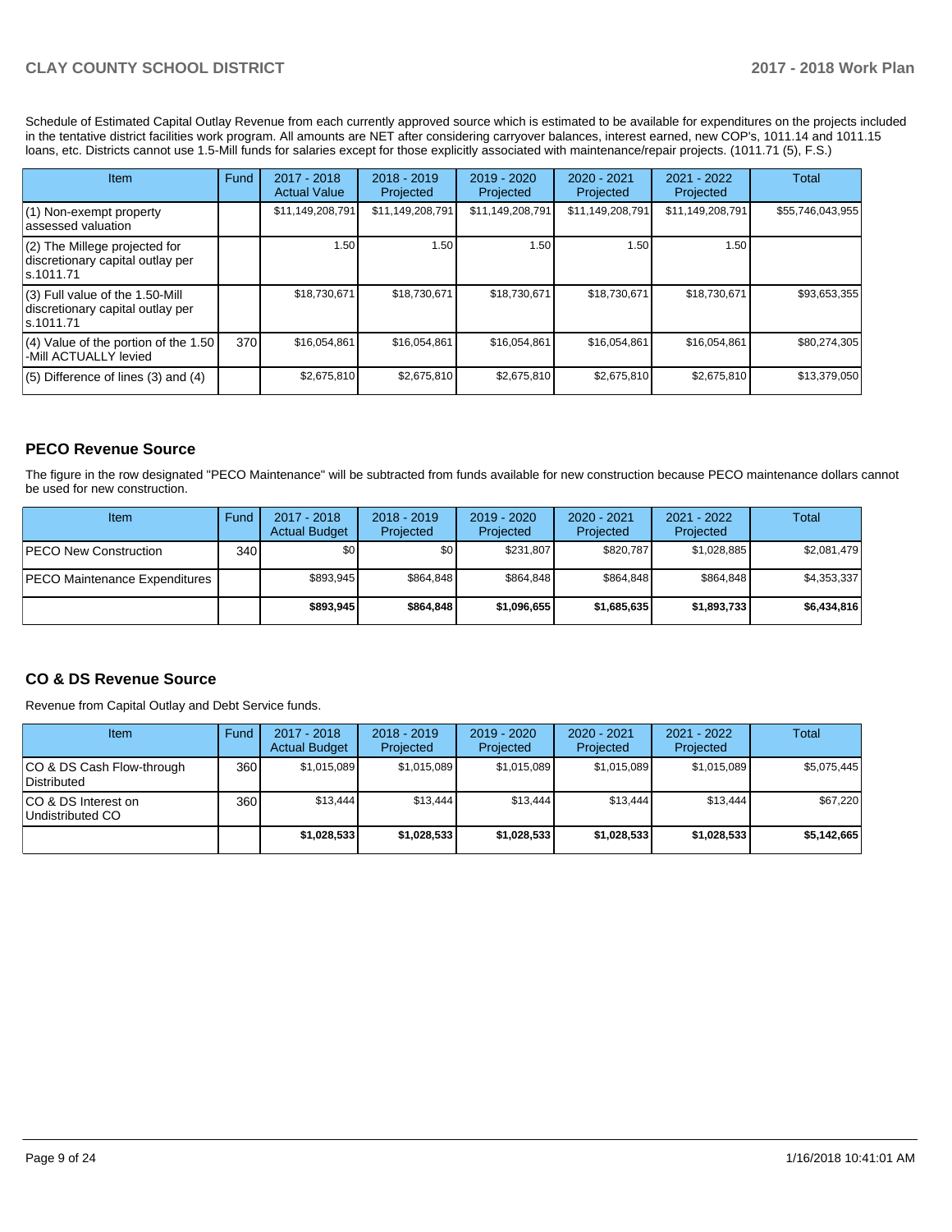Schedule of Estimated Capital Outlay Revenue from each currently approved source which is estimated to be available for expenditures on the projects included in the tentative district facilities work program. All amounts are NET after considering carryover balances, interest earned, new COP's, 1011.14 and 1011.15 loans, etc. Districts cannot use 1.5-Mill funds for salaries except for those explicitly associated with maintenance/repair projects. (1011.71 (5), F.S.)

| Item | Fund | 2017 - 2018 Actual Value | 2018 - 2019 Projected | 2019 - 2020 Projected | 2020 - 2021 Projected | 2021 - 2022 Projected | Total |
|---|---|---|---|---|---|---|---|
| (1) Non-exempt property assessed valuation | | $11,149,208,791 | $11,149,208,791 | $11,149,208,791 | $11,149,208,791 | $11,149,208,791 | $55,746,043,955 |
| (2) The Millege projected for discretionary capital outlay per s.1011.71 | | 1.50 | 1.50 | 1.50 | 1.50 | 1.50 | |
| (3) Full value of the 1.50-Mill discretionary capital outlay per s.1011.71 | | $18,730,671 | $18,730,671 | $18,730,671 | $18,730,671 | $18,730,671 | $93,653,355 |
| (4) Value of the portion of the 1.50 -Mill ACTUALLY levied | 370 | $16,054,861 | $16,054,861 | $16,054,861 | $16,054,861 | $16,054,861 | $80,274,305 |
| (5) Difference of lines (3) and (4) | | $2,675,810 | $2,675,810 | $2,675,810 | $2,675,810 | $2,675,810 | $13,379,050 |

## PECO Revenue Source

The figure in the row designated "PECO Maintenance" will be subtracted from funds available for new construction because PECO maintenance dollars cannot be used for new construction.

| Item | Fund | 2017 - 2018 Actual Budget | 2018 - 2019 Projected | 2019 - 2020 Projected | 2020 - 2021 Projected | 2021 - 2022 Projected | Total |
|---|---|---|---|---|---|---|---|
| PECO New Construction | 340 | $0 | $0 | $231,807 | $820,787 | $1,028,885 | $2,081,479 |
| PECO Maintenance Expenditures | | $893,945 | $864,848 | $864,848 | $864,848 | $864,848 | $4,353,337 |
| | | **$893,945** | **$864,848** | **$1,096,655** | **$1,685,635** | **$1,893,733** | **$6,434,816** |

## CO & DS Revenue Source

Revenue from Capital Outlay and Debt Service funds.

| Item | Fund | 2017 - 2018 Actual Budget | 2018 - 2019 Projected | 2019 - 2020 Projected | 2020 - 2021 Projected | 2021 - 2022 Projected | Total |
|---|---|---|---|---|---|---|---|
| CO & DS Cash Flow-through Distributed | 360 | $1,015,089 | $1,015,089 | $1,015,089 | $1,015,089 | $1,015,089 | $5,075,445 |
| CO & DS Interest on Undistributed CO | 360 | $13,444 | $13,444 | $13,444 | $13,444 | $13,444 | $67,220 |
| | | **$1,028,533** | **$1,028,533** | **$1,028,533** | **$1,028,533** | **$1,028,533** | **$5,142,665** |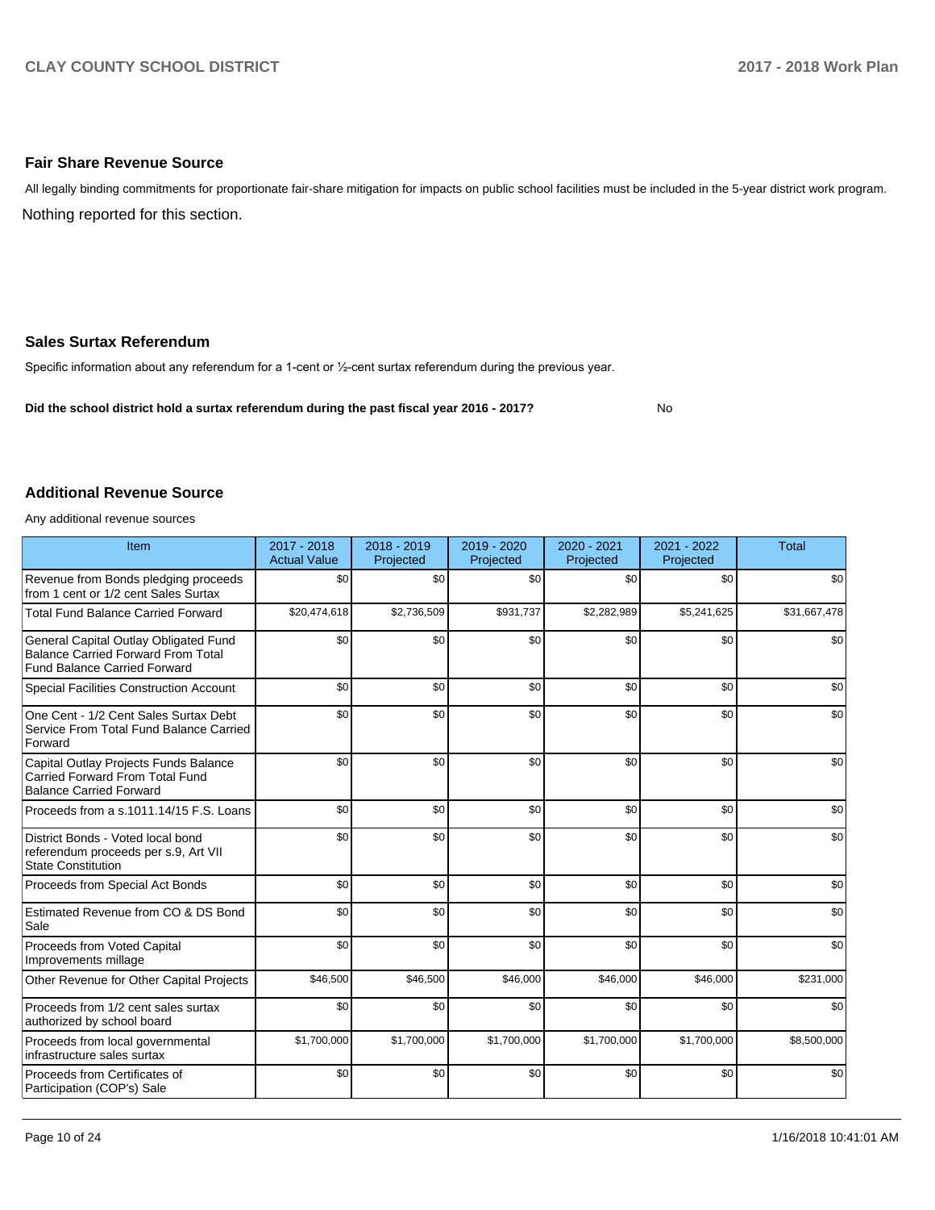## Fair Share Revenue Source

All legally binding commitments for proportionate fair-share mitigation for impacts on public school facilities must be included in the 5-year district work program.

Nothing reported for this section.

## Sales Surtax Referendum

Specific information about any referendum for a 1-cent or ½-cent surtax referendum during the previous year.

**Did the school district hold a surtax referendum during the past fiscal year 2016 - 2017?** No

## Additional Revenue Source

Any additional revenue sources

| Item | 2017 - 2018 Actual Value | 2018 - 2019 Projected | 2019 - 2020 Projected | 2020 - 2021 Projected | 2021 - 2022 Projected | Total |
|---|---|---|---|---|---|---|
| Revenue from Bonds pledging proceeds from 1 cent or 1/2 cent Sales Surtax | $0 | $0 | $0 | $0 | $0 | $0 |
| Total Fund Balance Carried Forward | $20,474,618 | $2,736,509 | $931,737 | $2,282,989 | $5,241,625 | $31,667,478 |
| General Capital Outlay Obligated Fund Balance Carried Forward From Total Fund Balance Carried Forward | $0 | $0 | $0 | $0 | $0 | $0 |
| Special Facilities Construction Account | $0 | $0 | $0 | $0 | $0 | $0 |
| One Cent - 1/2 Cent Sales Surtax Debt Service From Total Fund Balance Carried Forward | $0 | $0 | $0 | $0 | $0 | $0 |
| Capital Outlay Projects Funds Balance Carried Forward From Total Fund Balance Carried Forward | $0 | $0 | $0 | $0 | $0 | $0 |
| Proceeds from a s.1011.14/15 F.S. Loans | $0 | $0 | $0 | $0 | $0 | $0 |
| District Bonds - Voted local bond referendum proceeds per s.9, Art VII State Constitution | $0 | $0 | $0 | $0 | $0 | $0 |
| Proceeds from Special Act Bonds | $0 | $0 | $0 | $0 | $0 | $0 |
| Estimated Revenue from CO & DS Bond Sale | $0 | $0 | $0 | $0 | $0 | $0 |
| Proceeds from Voted Capital Improvements millage | $0 | $0 | $0 | $0 | $0 | $0 |
| Other Revenue for Other Capital Projects | $46,500 | $46,500 | $46,000 | $46,000 | $46,000 | $231,000 |
| Proceeds from 1/2 cent sales surtax authorized by school board | $0 | $0 | $0 | $0 | $0 | $0 |
| Proceeds from local governmental infrastructure sales surtax | $1,700,000 | $1,700,000 | $1,700,000 | $1,700,000 | $1,700,000 | $8,500,000 |
| Proceeds from Certificates of Participation (COP's) Sale | $0 | $0 | $0 | $0 | $0 | $0 |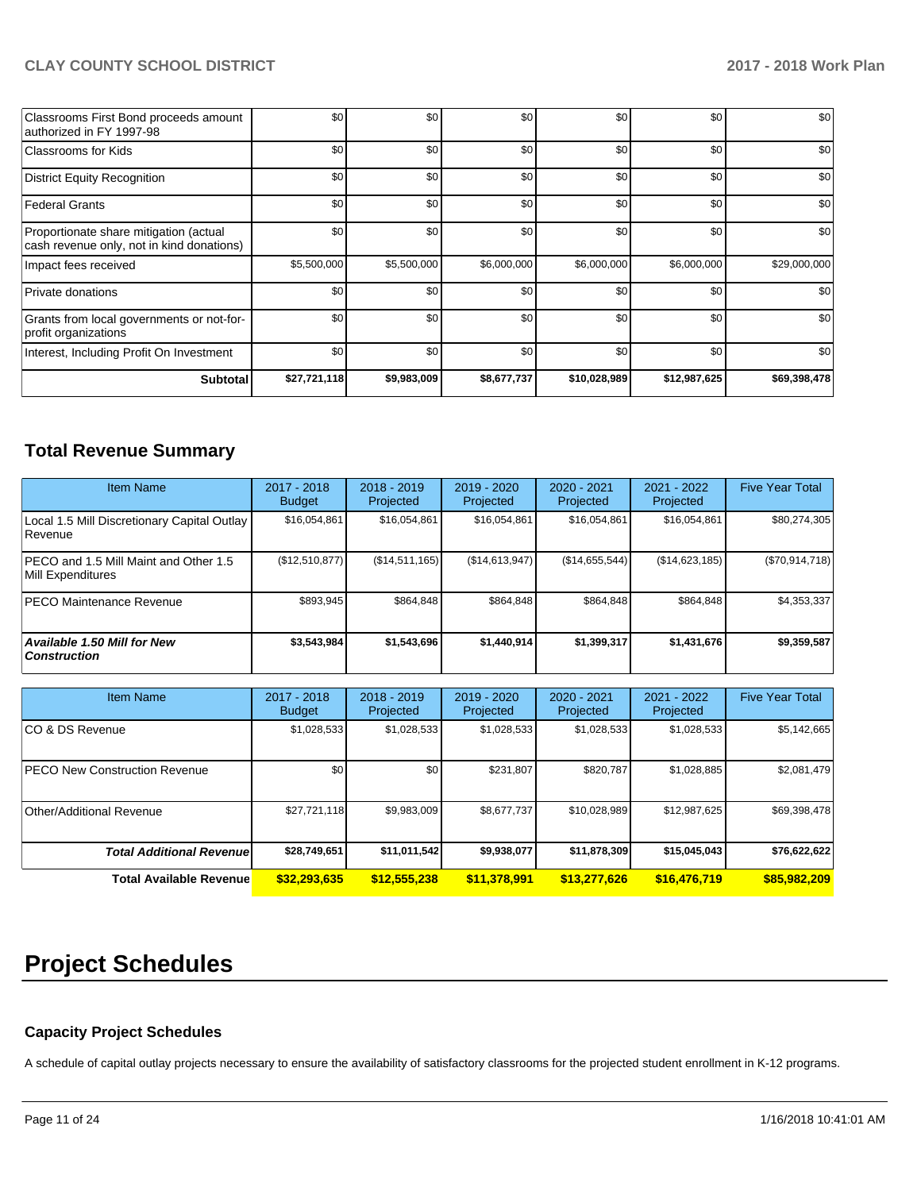| | | | | | | |
|---|---|---|---|---|---|---|
| Classrooms First Bond proceeds amount authorized in FY 1997-98 | $0 | $0 | $0 | $0 | $0 | $0 |
| Classrooms for Kids | $0 | $0 | $0 | $0 | $0 | $0 |
| District Equity Recognition | $0 | $0 | $0 | $0 | $0 | $0 |
| Federal Grants | $0 | $0 | $0 | $0 | $0 | $0 |
| Proportionate share mitigation (actual cash revenue only, not in kind donations) | $0 | $0 | $0 | $0 | $0 | $0 |
| Impact fees received | $5,500,000 | $5,500,000 | $6,000,000 | $6,000,000 | $6,000,000 | $29,000,000 |
| Private donations | $0 | $0 | $0 | $0 | $0 | $0 |
| Grants from local governments or not-for-profit organizations | $0 | $0 | $0 | $0 | $0 | $0 |
| Interest, Including Profit On Investment | $0 | $0 | $0 | $0 | $0 | $0 |
| **Subtotal** | **$27,721,118** | **$9,983,009** | **$8,677,737** | **$10,028,989** | **$12,987,625** | **$69,398,478** |

## Total Revenue Summary

| Item Name | 2017 - 2018 Budget | 2018 - 2019 Projected | 2019 - 2020 Projected | 2020 - 2021 Projected | 2021 - 2022 Projected | Five Year Total |
|---|---|---|---|---|---|---|
| Local 1.5 Mill Discretionary Capital Outlay Revenue | $16,054,861 | $16,054,861 | $16,054,861 | $16,054,861 | $16,054,861 | $80,274,305 |
| PECO and 1.5 Mill Maint and Other 1.5 Mill Expenditures | ($12,510,877) | ($14,511,165) | ($14,613,947) | ($14,655,544) | ($14,623,185) | ($70,914,718) |
| PECO Maintenance Revenue | $893,945 | $864,848 | $864,848 | $864,848 | $864,848 | $4,353,337 |
| ***Available 1.50 Mill for New Construction*** | **$3,543,984** | **$1,543,696** | **$1,440,914** | **$1,399,317** | **$1,431,676** | **$9,359,587** |

| Item Name | 2017 - 2018 Budget | 2018 - 2019 Projected | 2019 - 2020 Projected | 2020 - 2021 Projected | 2021 - 2022 Projected | Five Year Total |
|---|---|---|---|---|---|---|
| CO & DS Revenue | $1,028,533 | $1,028,533 | $1,028,533 | $1,028,533 | $1,028,533 | $5,142,665 |
| PECO New Construction Revenue | $0 | $0 | $231,807 | $820,787 | $1,028,885 | $2,081,479 |
| Other/Additional Revenue | $27,721,118 | $9,983,009 | $8,677,737 | $10,028,989 | $12,987,625 | $69,398,478 |
| ***Total Additional Revenue*** | **$28,749,651** | **$11,011,542** | **$9,938,077** | **$11,878,309** | **$15,045,043** | **$76,622,622** |
| **Total Available Revenue** | **$32,293,635** | **$12,555,238** | **$11,378,991** | **$13,277,626** | **$16,476,719** | **$85,982,209** |

# Project Schedules

### Capacity Project Schedules

A schedule of capital outlay projects necessary to ensure the availability of satisfactory classrooms for the projected student enrollment in K-12 programs.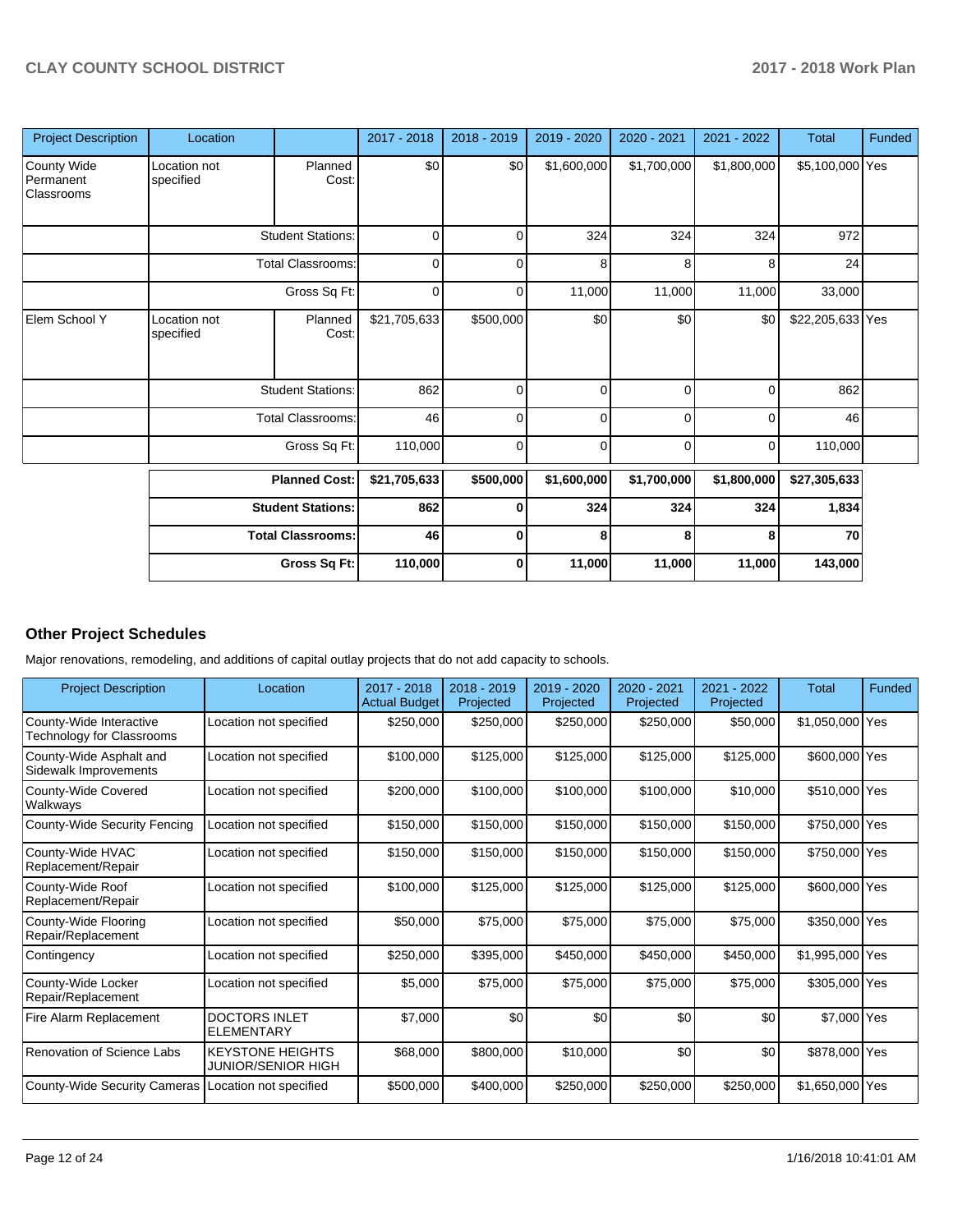| Project Description | Location | | 2017 - 2018 | 2018 - 2019 | 2019 - 2020 | 2020 - 2021 | 2021 - 2022 | Total | Funded |
|---|---|---|---|---|---|---|---|---|---|
| County Wide Permanent Classrooms | Location not specified | Planned Cost: | $0 | $0 | $1,600,000 | $1,700,000 | $1,800,000 | $5,100,000 | Yes |
| | | Student Stations: | 0 | 0 | 324 | 324 | 324 | 972 | |
| | | Total Classrooms: | 0 | 0 | 8 | 8 | 8 | 24 | |
| | | Gross Sq Ft: | 0 | 0 | 11,000 | 11,000 | 11,000 | 33,000 | |
| Elem School Y | Location not specified | Planned Cost: | $21,705,633 | $500,000 | $0 | $0 | $0 | $22,205,633 | Yes |
| | | Student Stations: | 862 | 0 | 0 | 0 | 0 | 862 | |
| | | Total Classrooms: | 46 | 0 | 0 | 0 | 0 | 46 | |
| | | Gross Sq Ft: | 110,000 | 0 | 0 | 0 | 0 | 110,000 | |
| | | **Planned Cost:** | **$21,705,633** | **$500,000** | **$1,600,000** | **$1,700,000** | **$1,800,000** | **$27,305,633** | |
| | | **Student Stations:** | **862** | **0** | **324** | **324** | **324** | **1,834** | |
| | | **Total Classrooms:** | **46** | **0** | **8** | **8** | **8** | **70** | |
| | | **Gross Sq Ft:** | **110,000** | **0** | **11,000** | **11,000** | **11,000** | **143,000** | |

## Other Project Schedules

Major renovations, remodeling, and additions of capital outlay projects that do not add capacity to schools.

| Project Description | Location | 2017 - 2018 Actual Budget | 2018 - 2019 Projected | 2019 - 2020 Projected | 2020 - 2021 Projected | 2021 - 2022 Projected | Total | Funded |
|---|---|---|---|---|---|---|---|---|
| County-Wide Interactive Technology for Classrooms | Location not specified | $250,000 | $250,000 | $250,000 | $250,000 | $50,000 | $1,050,000 | Yes |
| County-Wide Asphalt and Sidewalk Improvements | Location not specified | $100,000 | $125,000 | $125,000 | $125,000 | $125,000 | $600,000 | Yes |
| County-Wide Covered Walkways | Location not specified | $200,000 | $100,000 | $100,000 | $100,000 | $10,000 | $510,000 | Yes |
| County-Wide Security Fencing | Location not specified | $150,000 | $150,000 | $150,000 | $150,000 | $150,000 | $750,000 | Yes |
| County-Wide HVAC Replacement/Repair | Location not specified | $150,000 | $150,000 | $150,000 | $150,000 | $150,000 | $750,000 | Yes |
| County-Wide Roof Replacement/Repair | Location not specified | $100,000 | $125,000 | $125,000 | $125,000 | $125,000 | $600,000 | Yes |
| County-Wide Flooring Repair/Replacement | Location not specified | $50,000 | $75,000 | $75,000 | $75,000 | $75,000 | $350,000 | Yes |
| Contingency | Location not specified | $250,000 | $395,000 | $450,000 | $450,000 | $450,000 | $1,995,000 | Yes |
| County-Wide Locker Repair/Replacement | Location not specified | $5,000 | $75,000 | $75,000 | $75,000 | $75,000 | $305,000 | Yes |
| Fire Alarm Replacement | DOCTORS INLET ELEMENTARY | $7,000 | $0 | $0 | $0 | $0 | $7,000 | Yes |
| Renovation of Science Labs | KEYSTONE HEIGHTS JUNIOR/SENIOR HIGH | $68,000 | $800,000 | $10,000 | $0 | $0 | $878,000 | Yes |
| County-Wide Security Cameras | Location not specified | $500,000 | $400,000 | $250,000 | $250,000 | $250,000 | $1,650,000 | Yes |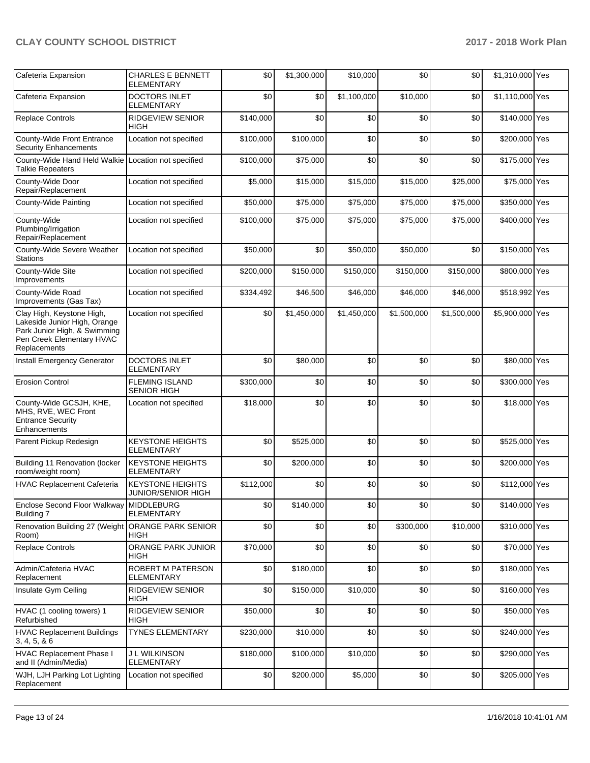| | | | | | | | | |
|---|---|---|---|---|---|---|---|---|
| Cafeteria Expansion | CHARLES E BENNETT ELEMENTARY | $0 | $1,300,000 | $10,000 | $0 | $0 | $1,310,000 | Yes |
| Cafeteria Expansion | DOCTORS INLET ELEMENTARY | $0 | $0 | $1,100,000 | $10,000 | $0 | $1,110,000 | Yes |
| Replace Controls | RIDGEVIEW SENIOR HIGH | $140,000 | $0 | $0 | $0 | $0 | $140,000 | Yes |
| County-Wide Front Entrance Security Enhancements | Location not specified | $100,000 | $100,000 | $0 | $0 | $0 | $200,000 | Yes |
| County-Wide Hand Held Walkie Talkie Repeaters | Location not specified | $100,000 | $75,000 | $0 | $0 | $0 | $175,000 | Yes |
| County-Wide Door Repair/Replacement | Location not specified | $5,000 | $15,000 | $15,000 | $15,000 | $25,000 | $75,000 | Yes |
| County-Wide Painting | Location not specified | $50,000 | $75,000 | $75,000 | $75,000 | $75,000 | $350,000 | Yes |
| County-Wide Plumbing/Irrigation Repair/Replacement | Location not specified | $100,000 | $75,000 | $75,000 | $75,000 | $75,000 | $400,000 | Yes |
| County-Wide Severe Weather Stations | Location not specified | $50,000 | $0 | $50,000 | $50,000 | $0 | $150,000 | Yes |
| County-Wide Site Improvements | Location not specified | $200,000 | $150,000 | $150,000 | $150,000 | $150,000 | $800,000 | Yes |
| County-Wide Road Improvements (Gas Tax) | Location not specified | $334,492 | $46,500 | $46,000 | $46,000 | $46,000 | $518,992 | Yes |
| Clay High, Keystone High, Lakeside Junior High, Orange Park Junior High, & Swimming Pen Creek Elementary HVAC Replacements | Location not specified | $0 | $1,450,000 | $1,450,000 | $1,500,000 | $1,500,000 | $5,900,000 | Yes |
| Install Emergency Generator | DOCTORS INLET ELEMENTARY | $0 | $80,000 | $0 | $0 | $0 | $80,000 | Yes |
| Erosion Control | FLEMING ISLAND SENIOR HIGH | $300,000 | $0 | $0 | $0 | $0 | $300,000 | Yes |
| County-Wide GCSJH, KHE, MHS, RVE, WEC Front Entrance Security Enhancements | Location not specified | $18,000 | $0 | $0 | $0 | $0 | $18,000 | Yes |
| Parent Pickup Redesign | KEYSTONE HEIGHTS ELEMENTARY | $0 | $525,000 | $0 | $0 | $0 | $525,000 | Yes |
| Building 11 Renovation (locker room/weight room) | KEYSTONE HEIGHTS ELEMENTARY | $0 | $200,000 | $0 | $0 | $0 | $200,000 | Yes |
| HVAC Replacement Cafeteria | KEYSTONE HEIGHTS JUNIOR/SENIOR HIGH | $112,000 | $0 | $0 | $0 | $0 | $112,000 | Yes |
| Enclose Second Floor Walkway Building 7 | MIDDLEBURG ELEMENTARY | $0 | $140,000 | $0 | $0 | $0 | $140,000 | Yes |
| Renovation Building 27 (Weight Room) | ORANGE PARK SENIOR HIGH | $0 | $0 | $0 | $300,000 | $10,000 | $310,000 | Yes |
| Replace Controls | ORANGE PARK JUNIOR HIGH | $70,000 | $0 | $0 | $0 | $0 | $70,000 | Yes |
| Admin/Cafeteria HVAC Replacement | ROBERT M PATERSON ELEMENTARY | $0 | $180,000 | $0 | $0 | $0 | $180,000 | Yes |
| Insulate Gym Ceiling | RIDGEVIEW SENIOR HIGH | $0 | $150,000 | $10,000 | $0 | $0 | $160,000 | Yes |
| HVAC (1 cooling towers) 1 Refurbished | RIDGEVIEW SENIOR HIGH | $50,000 | $0 | $0 | $0 | $0 | $50,000 | Yes |
| HVAC Replacement Buildings 3, 4, 5, & 6 | TYNES ELEMENTARY | $230,000 | $10,000 | $0 | $0 | $0 | $240,000 | Yes |
| HVAC Replacement Phase I and II (Admin/Media) | J L WILKINSON ELEMENTARY | $180,000 | $100,000 | $10,000 | $0 | $0 | $290,000 | Yes |
| WJH, LJH Parking Lot Lighting Replacement | Location not specified | $0 | $200,000 | $5,000 | $0 | $0 | $205,000 | Yes |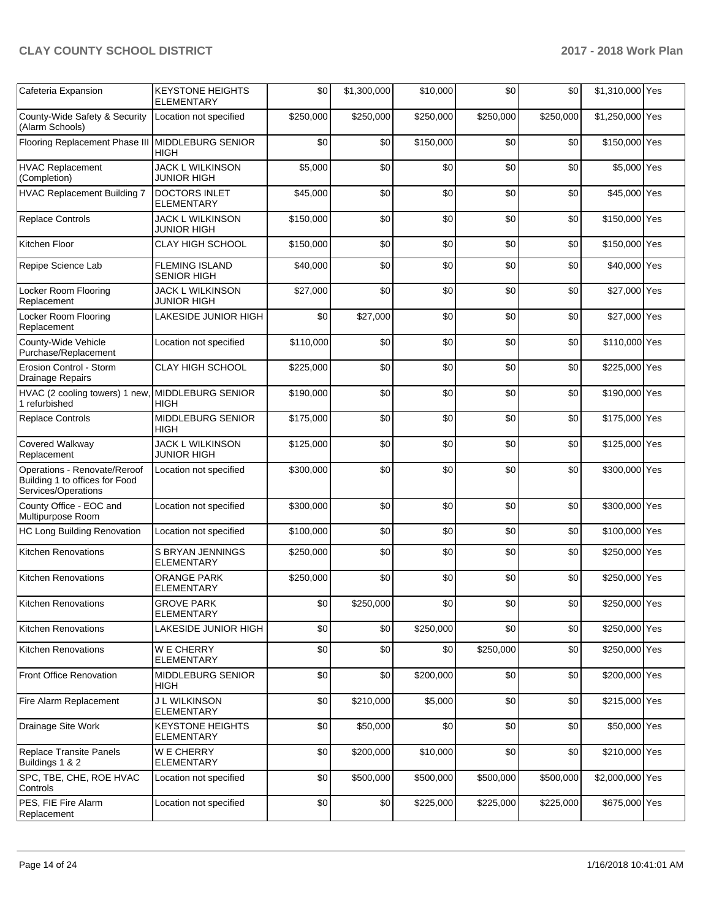| Cafeteria Expansion | KEYSTONE HEIGHTS ELEMENTARY | $0 | $1,300,000 | $10,000 | $0 | $0 | $1,310,000 | Yes |
|---|---|---|---|---|---|---|---|---|
| County-Wide Safety & Security (Alarm Schools) | Location not specified | $250,000 | $250,000 | $250,000 | $250,000 | $250,000 | $1,250,000 | Yes |
| Flooring Replacement Phase III | MIDDLEBURG SENIOR HIGH | $0 | $0 | $150,000 | $0 | $0 | $150,000 | Yes |
| HVAC Replacement (Completion) | JACK L WILKINSON JUNIOR HIGH | $5,000 | $0 | $0 | $0 | $0 | $5,000 | Yes |
| HVAC Replacement Building 7 | DOCTORS INLET ELEMENTARY | $45,000 | $0 | $0 | $0 | $0 | $45,000 | Yes |
| Replace Controls | JACK L WILKINSON JUNIOR HIGH | $150,000 | $0 | $0 | $0 | $0 | $150,000 | Yes |
| Kitchen Floor | CLAY HIGH SCHOOL | $150,000 | $0 | $0 | $0 | $0 | $150,000 | Yes |
| Repipe Science Lab | FLEMING ISLAND SENIOR HIGH | $40,000 | $0 | $0 | $0 | $0 | $40,000 | Yes |
| Locker Room Flooring Replacement | JACK L WILKINSON JUNIOR HIGH | $27,000 | $0 | $0 | $0 | $0 | $27,000 | Yes |
| Locker Room Flooring Replacement | LAKESIDE JUNIOR HIGH | $0 | $27,000 | $0 | $0 | $0 | $27,000 | Yes |
| County-Wide Vehicle Purchase/Replacement | Location not specified | $110,000 | $0 | $0 | $0 | $0 | $110,000 | Yes |
| Erosion Control - Storm Drainage Repairs | CLAY HIGH SCHOOL | $225,000 | $0 | $0 | $0 | $0 | $225,000 | Yes |
| HVAC (2 cooling towers) 1 new, 1 refurbished | MIDDLEBURG SENIOR HIGH | $190,000 | $0 | $0 | $0 | $0 | $190,000 | Yes |
| Replace Controls | MIDDLEBURG SENIOR HIGH | $175,000 | $0 | $0 | $0 | $0 | $175,000 | Yes |
| Covered Walkway Replacement | JACK L WILKINSON JUNIOR HIGH | $125,000 | $0 | $0 | $0 | $0 | $125,000 | Yes |
| Operations - Renovate/Reroof Building 1 to offices for Food Services/Operations | Location not specified | $300,000 | $0 | $0 | $0 | $0 | $300,000 | Yes |
| County Office - EOC and Multipurpose Room | Location not specified | $300,000 | $0 | $0 | $0 | $0 | $300,000 | Yes |
| HC Long Building Renovation | Location not specified | $100,000 | $0 | $0 | $0 | $0 | $100,000 | Yes |
| Kitchen Renovations | S BRYAN JENNINGS ELEMENTARY | $250,000 | $0 | $0 | $0 | $0 | $250,000 | Yes |
| Kitchen Renovations | ORANGE PARK ELEMENTARY | $250,000 | $0 | $0 | $0 | $0 | $250,000 | Yes |
| Kitchen Renovations | GROVE PARK ELEMENTARY | $0 | $250,000 | $0 | $0 | $0 | $250,000 | Yes |
| Kitchen Renovations | LAKESIDE JUNIOR HIGH | $0 | $0 | $250,000 | $0 | $0 | $250,000 | Yes |
| Kitchen Renovations | W E CHERRY ELEMENTARY | $0 | $0 | $0 | $250,000 | $0 | $250,000 | Yes |
| Front Office Renovation | MIDDLEBURG SENIOR HIGH | $0 | $0 | $200,000 | $0 | $0 | $200,000 | Yes |
| Fire Alarm Replacement | J L WILKINSON ELEMENTARY | $0 | $210,000 | $5,000 | $0 | $0 | $215,000 | Yes |
| Drainage Site Work | KEYSTONE HEIGHTS ELEMENTARY | $0 | $50,000 | $0 | $0 | $0 | $50,000 | Yes |
| Replace Transite Panels Buildings 1 & 2 | W E CHERRY ELEMENTARY | $0 | $200,000 | $10,000 | $0 | $0 | $210,000 | Yes |
| SPC, TBE, CHE, ROE HVAC Controls | Location not specified | $0 | $500,000 | $500,000 | $500,000 | $500,000 | $2,000,000 | Yes |
| PES, FIE Fire Alarm Replacement | Location not specified | $0 | $0 | $225,000 | $225,000 | $225,000 | $675,000 | Yes |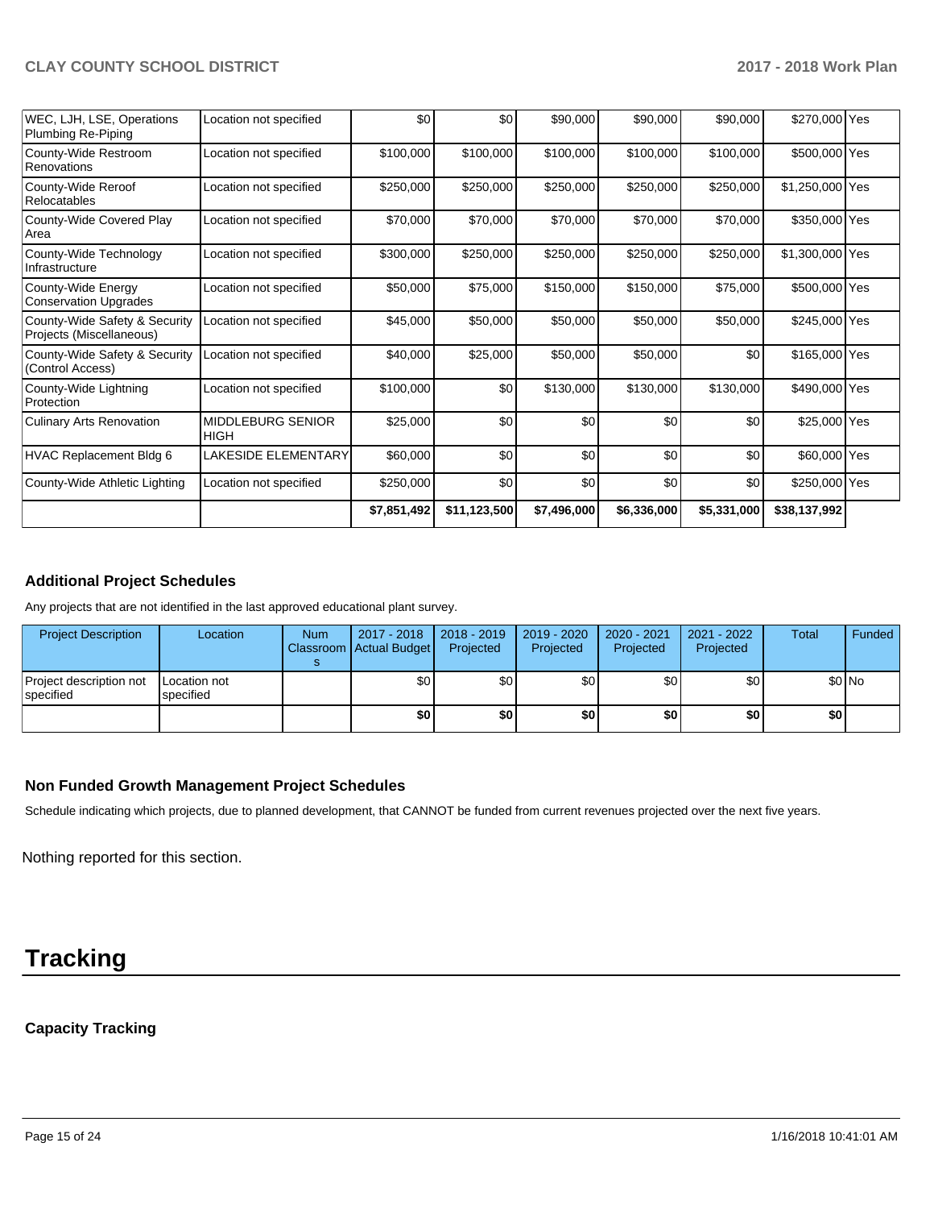| | | | | | | | | |
|---|---|---|---|---|---|---|---|---|
| WEC, LJH, LSE, Operations Plumbing Re-Piping | Location not specified | $0 | $0 | $90,000 | $90,000 | $90,000 | $270,000 | Yes |
| County-Wide Restroom Renovations | Location not specified | $100,000 | $100,000 | $100,000 | $100,000 | $100,000 | $500,000 | Yes |
| County-Wide Reroof Relocatables | Location not specified | $250,000 | $250,000 | $250,000 | $250,000 | $250,000 | $1,250,000 | Yes |
| County-Wide Covered Play Area | Location not specified | $70,000 | $70,000 | $70,000 | $70,000 | $70,000 | $350,000 | Yes |
| County-Wide Technology Infrastructure | Location not specified | $300,000 | $250,000 | $250,000 | $250,000 | $250,000 | $1,300,000 | Yes |
| County-Wide Energy Conservation Upgrades | Location not specified | $50,000 | $75,000 | $150,000 | $150,000 | $75,000 | $500,000 | Yes |
| County-Wide Safety & Security Projects (Miscellaneous) | Location not specified | $45,000 | $50,000 | $50,000 | $50,000 | $50,000 | $245,000 | Yes |
| County-Wide Safety & Security (Control Access) | Location not specified | $40,000 | $25,000 | $50,000 | $50,000 | $0 | $165,000 | Yes |
| County-Wide Lightning Protection | Location not specified | $100,000 | $0 | $130,000 | $130,000 | $130,000 | $490,000 | Yes |
| Culinary Arts Renovation | MIDDLEBURG SENIOR HIGH | $25,000 | $0 | $0 | $0 | $0 | $25,000 | Yes |
| HVAC Replacement Bldg 6 | LAKESIDE ELEMENTARY | $60,000 | $0 | $0 | $0 | $0 | $60,000 | Yes |
| County-Wide Athletic Lighting | Location not specified | $250,000 | $0 | $0 | $0 | $0 | $250,000 | Yes |
| | | **$7,851,492** | **$11,123,500** | **$7,496,000** | **$6,336,000** | **$5,331,000** | **$38,137,992** | |

### Additional Project Schedules

Any projects that are not identified in the last approved educational plant survey.

| Project Description | Location | Num Classrooms | 2017 - 2018 Actual Budget | 2018 - 2019 Projected | 2019 - 2020 Projected | 2020 - 2021 Projected | 2021 - 2022 Projected | Total | Funded |
|---|---|---|---|---|---|---|---|---|---|
| Project description not specified | Location not specified | | $0 | $0 | $0 | $0 | $0 | $0 | No |
| | | | **$0** | **$0** | **$0** | **$0** | **$0** | **$0** | |

### Non Funded Growth Management Project Schedules

Schedule indicating which projects, due to planned development, that CANNOT be funded from current revenues projected over the next five years.

Nothing reported for this section.

# Tracking

### Capacity Tracking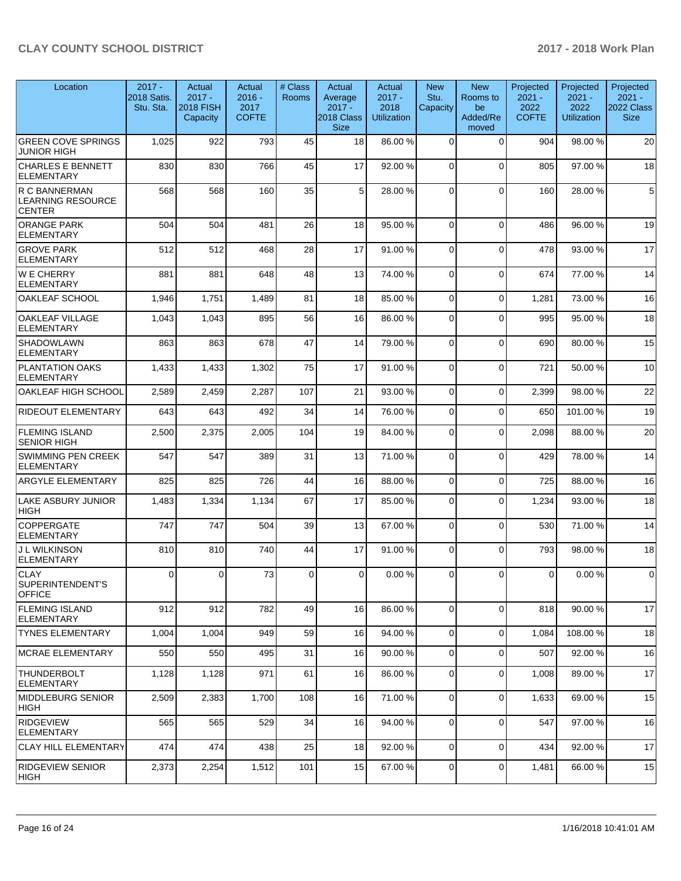| Location | 2017 - 2018 Satis. Stu. Sta. | Actual 2017 - 2018 FISH Capacity | Actual 2016 - 2017 COFTE | # Class Rooms | Actual Average 2017 - 2018 Class Size | Actual 2017 - 2018 Utilization | New Stu. Capacity | New Rooms to be Added/Removed | Projected 2021 - 2022 COFTE | Projected 2021 - 2022 Utilization | Projected 2021 - 2022 Class Size |
|---|---|---|---|---|---|---|---|---|---|---|---|
| GREEN COVE SPRINGS JUNIOR HIGH | 1,025 | 922 | 793 | 45 | 18 | 86.00 % | 0 | 0 | 904 | 98.00 % | 20 |
| CHARLES E BENNETT ELEMENTARY | 830 | 830 | 766 | 45 | 17 | 92.00 % | 0 | 0 | 805 | 97.00 % | 18 |
| R C BANNERMAN LEARNING RESOURCE CENTER | 568 | 568 | 160 | 35 | 5 | 28.00 % | 0 | 0 | 160 | 28.00 % | 5 |
| ORANGE PARK ELEMENTARY | 504 | 504 | 481 | 26 | 18 | 95.00 % | 0 | 0 | 486 | 96.00 % | 19 |
| GROVE PARK ELEMENTARY | 512 | 512 | 468 | 28 | 17 | 91.00 % | 0 | 0 | 478 | 93.00 % | 17 |
| W E CHERRY ELEMENTARY | 881 | 881 | 648 | 48 | 13 | 74.00 % | 0 | 0 | 674 | 77.00 % | 14 |
| OAKLEAF SCHOOL | 1,946 | 1,751 | 1,489 | 81 | 18 | 85.00 % | 0 | 0 | 1,281 | 73.00 % | 16 |
| OAKLEAF VILLAGE ELEMENTARY | 1,043 | 1,043 | 895 | 56 | 16 | 86.00 % | 0 | 0 | 995 | 95.00 % | 18 |
| SHADOWLAWN ELEMENTARY | 863 | 863 | 678 | 47 | 14 | 79.00 % | 0 | 0 | 690 | 80.00 % | 15 |
| PLANTATION OAKS ELEMENTARY | 1,433 | 1,433 | 1,302 | 75 | 17 | 91.00 % | 0 | 0 | 721 | 50.00 % | 10 |
| OAKLEAF HIGH SCHOOL | 2,589 | 2,459 | 2,287 | 107 | 21 | 93.00 % | 0 | 0 | 2,399 | 98.00 % | 22 |
| RIDEOUT ELEMENTARY | 643 | 643 | 492 | 34 | 14 | 76.00 % | 0 | 0 | 650 | 101.00 % | 19 |
| FLEMING ISLAND SENIOR HIGH | 2,500 | 2,375 | 2,005 | 104 | 19 | 84.00 % | 0 | 0 | 2,098 | 88.00 % | 20 |
| SWIMMING PEN CREEK ELEMENTARY | 547 | 547 | 389 | 31 | 13 | 71.00 % | 0 | 0 | 429 | 78.00 % | 14 |
| ARGYLE ELEMENTARY | 825 | 825 | 726 | 44 | 16 | 88.00 % | 0 | 0 | 725 | 88.00 % | 16 |
| LAKE ASBURY JUNIOR HIGH | 1,483 | 1,334 | 1,134 | 67 | 17 | 85.00 % | 0 | 0 | 1,234 | 93.00 % | 18 |
| COPPERGATE ELEMENTARY | 747 | 747 | 504 | 39 | 13 | 67.00 % | 0 | 0 | 530 | 71.00 % | 14 |
| J L WILKINSON ELEMENTARY | 810 | 810 | 740 | 44 | 17 | 91.00 % | 0 | 0 | 793 | 98.00 % | 18 |
| CLAY SUPERINTENDENT'S OFFICE | 0 | 0 | 73 | 0 | 0 | 0.00 % | 0 | 0 | 0 | 0.00 % | 0 |
| FLEMING ISLAND ELEMENTARY | 912 | 912 | 782 | 49 | 16 | 86.00 % | 0 | 0 | 818 | 90.00 % | 17 |
| TYNES ELEMENTARY | 1,004 | 1,004 | 949 | 59 | 16 | 94.00 % | 0 | 0 | 1,084 | 108.00 % | 18 |
| MCRAE ELEMENTARY | 550 | 550 | 495 | 31 | 16 | 90.00 % | 0 | 0 | 507 | 92.00 % | 16 |
| THUNDERBOLT ELEMENTARY | 1,128 | 1,128 | 971 | 61 | 16 | 86.00 % | 0 | 0 | 1,008 | 89.00 % | 17 |
| MIDDLEBURG SENIOR HIGH | 2,509 | 2,383 | 1,700 | 108 | 16 | 71.00 % | 0 | 0 | 1,633 | 69.00 % | 15 |
| RIDGEVIEW ELEMENTARY | 565 | 565 | 529 | 34 | 16 | 94.00 % | 0 | 0 | 547 | 97.00 % | 16 |
| CLAY HILL ELEMENTARY | 474 | 474 | 438 | 25 | 18 | 92.00 % | 0 | 0 | 434 | 92.00 % | 17 |
| RIDGEVIEW SENIOR HIGH | 2,373 | 2,254 | 1,512 | 101 | 15 | 67.00 % | 0 | 0 | 1,481 | 66.00 % | 15 |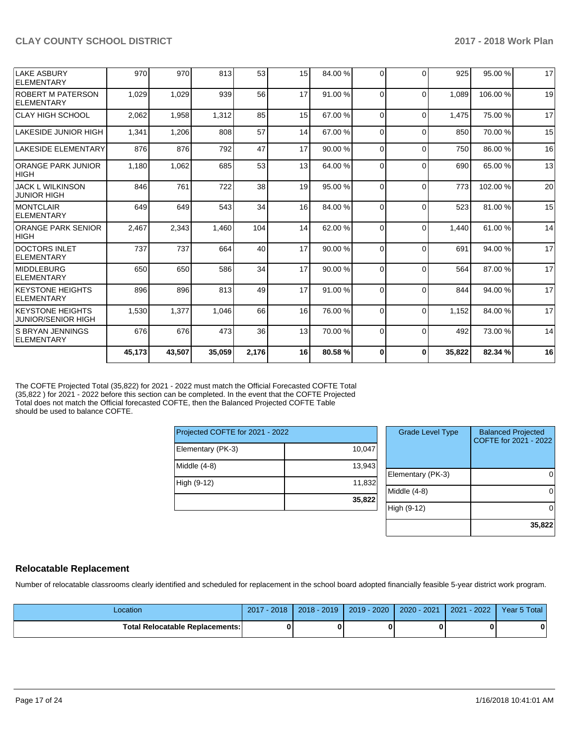| | | | | | | | | | | | |
|---|---|---|---|---|---|---|---|---|---|---|---|
| LAKE ASBURY ELEMENTARY | 970 | 970 | 813 | 53 | 15 | 84.00 % | 0 | 0 | 925 | 95.00 % | 17 |
| ROBERT M PATERSON ELEMENTARY | 1,029 | 1,029 | 939 | 56 | 17 | 91.00 % | 0 | 0 | 1,089 | 106.00 % | 19 |
| CLAY HIGH SCHOOL | 2,062 | 1,958 | 1,312 | 85 | 15 | 67.00 % | 0 | 0 | 1,475 | 75.00 % | 17 |
| LAKESIDE JUNIOR HIGH | 1,341 | 1,206 | 808 | 57 | 14 | 67.00 % | 0 | 0 | 850 | 70.00 % | 15 |
| LAKESIDE ELEMENTARY | 876 | 876 | 792 | 47 | 17 | 90.00 % | 0 | 0 | 750 | 86.00 % | 16 |
| ORANGE PARK JUNIOR HIGH | 1,180 | 1,062 | 685 | 53 | 13 | 64.00 % | 0 | 0 | 690 | 65.00 % | 13 |
| JACK L WILKINSON JUNIOR HIGH | 846 | 761 | 722 | 38 | 19 | 95.00 % | 0 | 0 | 773 | 102.00 % | 20 |
| MONTCLAIR ELEMENTARY | 649 | 649 | 543 | 34 | 16 | 84.00 % | 0 | 0 | 523 | 81.00 % | 15 |
| ORANGE PARK SENIOR HIGH | 2,467 | 2,343 | 1,460 | 104 | 14 | 62.00 % | 0 | 0 | 1,440 | 61.00 % | 14 |
| DOCTORS INLET ELEMENTARY | 737 | 737 | 664 | 40 | 17 | 90.00 % | 0 | 0 | 691 | 94.00 % | 17 |
| MIDDLEBURG ELEMENTARY | 650 | 650 | 586 | 34 | 17 | 90.00 % | 0 | 0 | 564 | 87.00 % | 17 |
| KEYSTONE HEIGHTS ELEMENTARY | 896 | 896 | 813 | 49 | 17 | 91.00 % | 0 | 0 | 844 | 94.00 % | 17 |
| KEYSTONE HEIGHTS JUNIOR/SENIOR HIGH | 1,530 | 1,377 | 1,046 | 66 | 16 | 76.00 % | 0 | 0 | 1,152 | 84.00 % | 17 |
| S BRYAN JENNINGS ELEMENTARY | 676 | 676 | 473 | 36 | 13 | 70.00 % | 0 | 0 | 492 | 73.00 % | 14 |
| | **45,173** | **43,507** | **35,059** | **2,176** | **16** | **80.58 %** | **0** | **0** | **35,822** | **82.34 %** | **16** |

The COFTE Projected Total (35,822) for 2021 - 2022 must match the Official Forecasted COFTE Total (35,822 ) for 2021 - 2022 before this section can be completed. In the event that the COFTE Projected Total does not match the Official forecasted COFTE, then the Balanced Projected COFTE Table should be used to balance COFTE.

| Projected COFTE for 2021 - 2022 | |
|---|---|
| Elementary (PK-3) | 10,047 |
| Middle (4-8) | 13,943 |
| High (9-12) | 11,832 |
| | **35,822** |

| Grade Level Type | Balanced Projected COFTE for 2021 - 2022 |
|---|---|
| Elementary (PK-3) | 0 |
| Middle (4-8) | 0 |
| High (9-12) | 0 |
| | **35,822** |

## Relocatable Replacement

Number of relocatable classrooms clearly identified and scheduled for replacement in the school board adopted financially feasible 5-year district work program.

| Location | 2017 - 2018 | 2018 - 2019 | 2019 - 2020 | 2020 - 2021 | 2021 - 2022 | Year 5 Total |
|---|---|---|---|---|---|---|
| **Total Relocatable Replacements:** | **0** | **0** | **0** | **0** | **0** | **0** |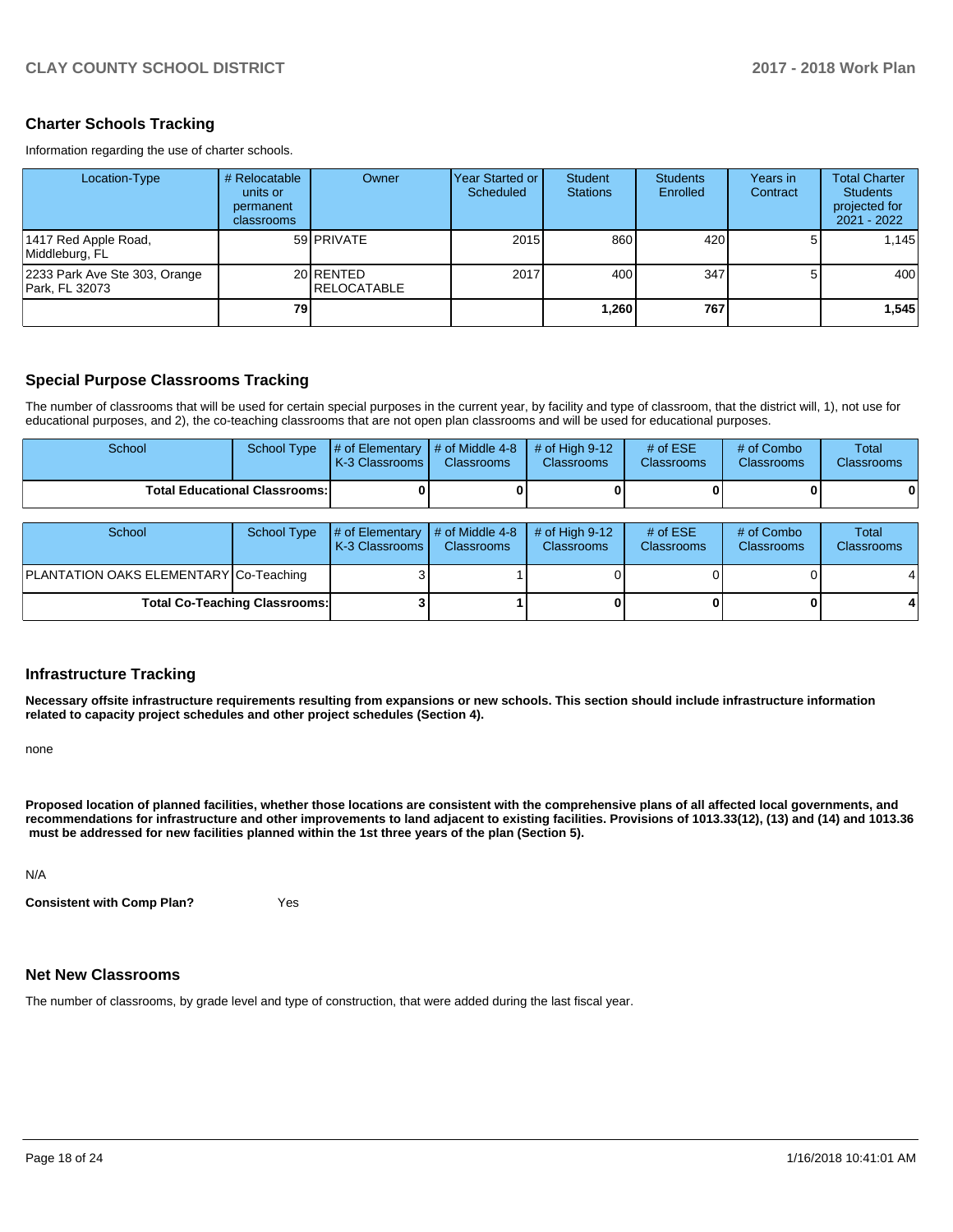## Charter Schools Tracking

Information regarding the use of charter schools.

| Location-Type | # Relocatable units or permanent classrooms | Owner | Year Started or Scheduled | Student Stations | Students Enrolled | Years in Contract | Total Charter Students projected for 2021 - 2022 |
|---|---|---|---|---|---|---|---|
| 1417 Red Apple Road, Middleburg, FL | 59 | PRIVATE | 2015 | 860 | 420 | 5 | 1,145 |
| 2233 Park Ave Ste 303, Orange Park, FL 32073 | 20 | RENTED RELOCATABLE | 2017 | 400 | 347 | 5 | 400 |
| | **79** | | | **1,260** | **767** | | **1,545** |

## Special Purpose Classrooms Tracking

The number of classrooms that will be used for certain special purposes in the current year, by facility and type of classroom, that the district will, 1), not use for educational purposes, and 2), the co-teaching classrooms that are not open plan classrooms and will be used for educational purposes.

| School | School Type | # of Elementary K-3 Classrooms | # of Middle 4-8 Classrooms | # of High 9-12 Classrooms | # of ESE Classrooms | # of Combo Classrooms | Total Classrooms |
|---|---|---|---|---|---|---|---|
| **Total Educational Classrooms:** | | **0** | **0** | **0** | **0** | **0** | **0** |

| School | School Type | # of Elementary K-3 Classrooms | # of Middle 4-8 Classrooms | # of High 9-12 Classrooms | # of ESE Classrooms | # of Combo Classrooms | Total Classrooms |
|---|---|---|---|---|---|---|---|
| PLANTATION OAKS ELEMENTARY | Co-Teaching | 3 | 1 | 0 | 0 | 0 | 4 |
| **Total Co-Teaching Classrooms:** | | **3** | **1** | **0** | **0** | **0** | **4** |

## Infrastructure Tracking

**Necessary offsite infrastructure requirements resulting from expansions or new schools. This section should include infrastructure information related to capacity project schedules and other project schedules (Section 4).**

none

**Proposed location of planned facilities, whether those locations are consistent with the comprehensive plans of all affected local governments, and recommendations for infrastructure and other improvements to land adjacent to existing facilities. Provisions of 1013.33(12), (13) and (14) and 1013.36 must be addressed for new facilities planned within the 1st three years of the plan (Section 5).**

N/A

**Consistent with Comp Plan?** Yes

## Net New Classrooms

The number of classrooms, by grade level and type of construction, that were added during the last fiscal year.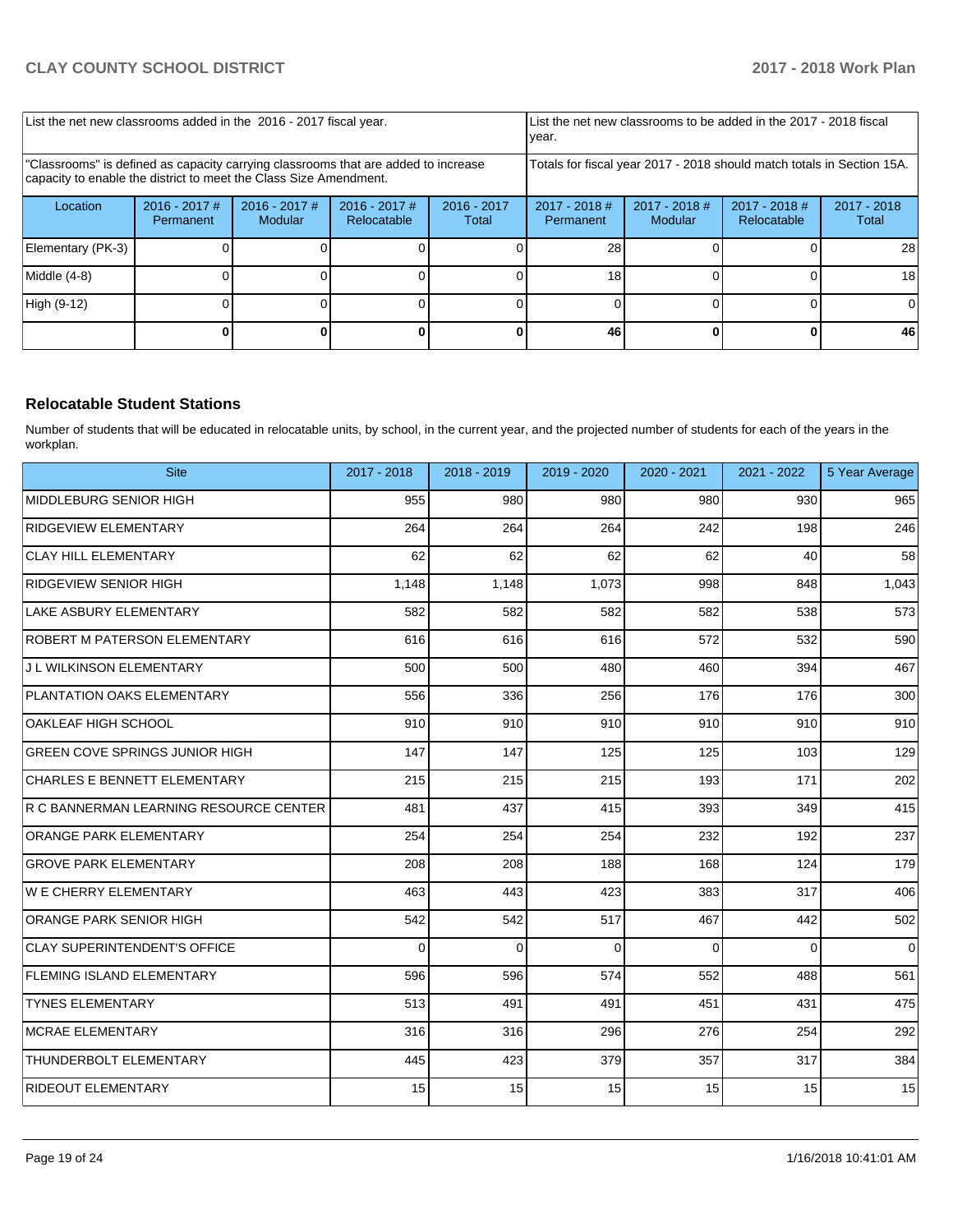| List the net new classrooms added in the 2016 - 2017 fiscal year. | | | | List the net new classrooms to be added in the 2017 - 2018 fiscal year. | | | |
|---|---|---|---|---|---|---|---|
| "Classrooms" is defined as capacity carrying classrooms that are added to increase capacity to enable the district to meet the Class Size Amendment. | | | | Totals for fiscal year 2017 - 2018 should match totals in Section 15A. | | | |
| Location | 2016 - 2017 # Permanent | 2016 - 2017 # Modular | 2016 - 2017 # Relocatable | 2016 - 2017 Total | 2017 - 2018 # Permanent | 2017 - 2018 # Modular | 2017 - 2018 # Relocatable | 2017 - 2018 Total |
| Elementary (PK-3) | 0 | 0 | 0 | 0 | 28 | 0 | 0 | 28 |
| Middle (4-8) | 0 | 0 | 0 | 0 | 18 | 0 | 0 | 18 |
| High (9-12) | 0 | 0 | 0 | 0 | 0 | 0 | 0 | 0 |
| | **0** | **0** | **0** | **0** | **46** | **0** | **0** | **46** |

### Relocatable Student Stations

Number of students that will be educated in relocatable units, by school, in the current year, and the projected number of students for each of the years in the workplan.

| Site | 2017 - 2018 | 2018 - 2019 | 2019 - 2020 | 2020 - 2021 | 2021 - 2022 | 5 Year Average |
|---|---|---|---|---|---|---|
| MIDDLEBURG SENIOR HIGH | 955 | 980 | 980 | 980 | 930 | 965 |
| RIDGEVIEW ELEMENTARY | 264 | 264 | 264 | 242 | 198 | 246 |
| CLAY HILL ELEMENTARY | 62 | 62 | 62 | 62 | 40 | 58 |
| RIDGEVIEW SENIOR HIGH | 1,148 | 1,148 | 1,073 | 998 | 848 | 1,043 |
| LAKE ASBURY ELEMENTARY | 582 | 582 | 582 | 582 | 538 | 573 |
| ROBERT M PATERSON ELEMENTARY | 616 | 616 | 616 | 572 | 532 | 590 |
| J L WILKINSON ELEMENTARY | 500 | 500 | 480 | 460 | 394 | 467 |
| PLANTATION OAKS ELEMENTARY | 556 | 336 | 256 | 176 | 176 | 300 |
| OAKLEAF HIGH SCHOOL | 910 | 910 | 910 | 910 | 910 | 910 |
| GREEN COVE SPRINGS JUNIOR HIGH | 147 | 147 | 125 | 125 | 103 | 129 |
| CHARLES E BENNETT ELEMENTARY | 215 | 215 | 215 | 193 | 171 | 202 |
| R C BANNERMAN LEARNING RESOURCE CENTER | 481 | 437 | 415 | 393 | 349 | 415 |
| ORANGE PARK ELEMENTARY | 254 | 254 | 254 | 232 | 192 | 237 |
| GROVE PARK ELEMENTARY | 208 | 208 | 188 | 168 | 124 | 179 |
| W E CHERRY ELEMENTARY | 463 | 443 | 423 | 383 | 317 | 406 |
| ORANGE PARK SENIOR HIGH | 542 | 542 | 517 | 467 | 442 | 502 |
| CLAY SUPERINTENDENT'S OFFICE | 0 | 0 | 0 | 0 | 0 | 0 |
| FLEMING ISLAND ELEMENTARY | 596 | 596 | 574 | 552 | 488 | 561 |
| TYNES ELEMENTARY | 513 | 491 | 491 | 451 | 431 | 475 |
| MCRAE ELEMENTARY | 316 | 316 | 296 | 276 | 254 | 292 |
| THUNDERBOLT ELEMENTARY | 445 | 423 | 379 | 357 | 317 | 384 |
| RIDEOUT ELEMENTARY | 15 | 15 | 15 | 15 | 15 | 15 |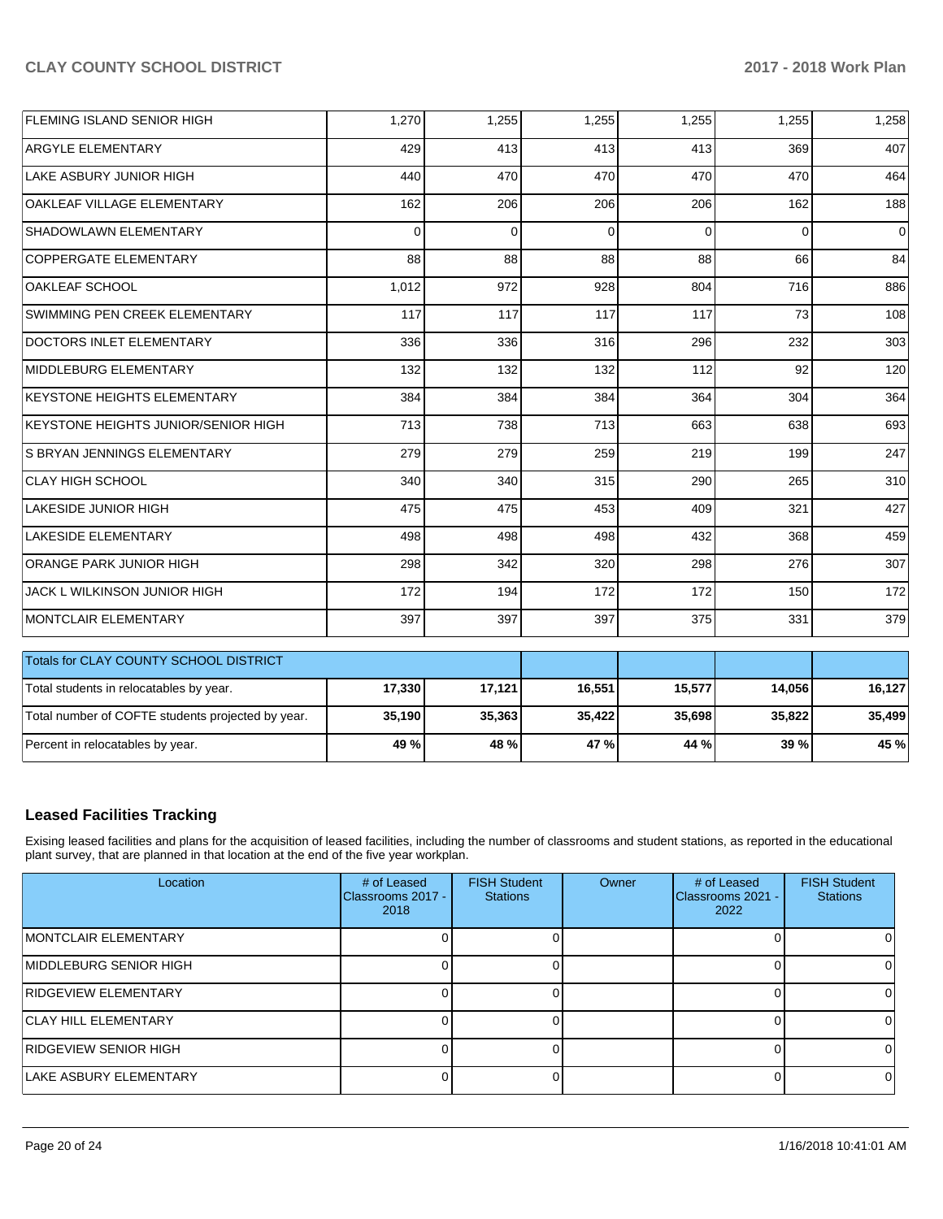| | | | | | | |
|---|---|---|---|---|---|---|
| FLEMING ISLAND SENIOR HIGH | 1,270 | 1,255 | 1,255 | 1,255 | 1,255 | 1,258 |
| ARGYLE ELEMENTARY | 429 | 413 | 413 | 413 | 369 | 407 |
| LAKE ASBURY JUNIOR HIGH | 440 | 470 | 470 | 470 | 470 | 464 |
| OAKLEAF VILLAGE ELEMENTARY | 162 | 206 | 206 | 206 | 162 | 188 |
| SHADOWLAWN ELEMENTARY | 0 | 0 | 0 | 0 | 0 | 0 |
| COPPERGATE ELEMENTARY | 88 | 88 | 88 | 88 | 66 | 84 |
| OAKLEAF SCHOOL | 1,012 | 972 | 928 | 804 | 716 | 886 |
| SWIMMING PEN CREEK ELEMENTARY | 117 | 117 | 117 | 117 | 73 | 108 |
| DOCTORS INLET ELEMENTARY | 336 | 336 | 316 | 296 | 232 | 303 |
| MIDDLEBURG ELEMENTARY | 132 | 132 | 132 | 112 | 92 | 120 |
| KEYSTONE HEIGHTS ELEMENTARY | 384 | 384 | 384 | 364 | 304 | 364 |
| KEYSTONE HEIGHTS JUNIOR/SENIOR HIGH | 713 | 738 | 713 | 663 | 638 | 693 |
| S BRYAN JENNINGS ELEMENTARY | 279 | 279 | 259 | 219 | 199 | 247 |
| CLAY HIGH SCHOOL | 340 | 340 | 315 | 290 | 265 | 310 |
| LAKESIDE JUNIOR HIGH | 475 | 475 | 453 | 409 | 321 | 427 |
| LAKESIDE ELEMENTARY | 498 | 498 | 498 | 432 | 368 | 459 |
| ORANGE PARK JUNIOR HIGH | 298 | 342 | 320 | 298 | 276 | 307 |
| JACK L WILKINSON JUNIOR HIGH | 172 | 194 | 172 | 172 | 150 | 172 |
| MONTCLAIR ELEMENTARY | 397 | 397 | 397 | 375 | 331 | 379 |

| Totals for CLAY COUNTY SCHOOL DISTRICT | | | | | | |
|---|---|---|---|---|---|---|
| Total students in relocatables by year. | **17,330** | **17,121** | **16,551** | **15,577** | **14,056** | **16,127** |
| Total number of COFTE students projected by year. | **35,190** | **35,363** | **35,422** | **35,698** | **35,822** | **35,499** |
| Percent in relocatables by year. | **49 %** | **48 %** | **47 %** | **44 %** | **39 %** | **45 %** |

## Leased Facilities Tracking

Exising leased facilities and plans for the acquisition of leased facilities, including the number of classrooms and student stations, as reported in the educational plant survey, that are planned in that location at the end of the five year workplan.

| Location | # of Leased Classrooms 2017 - 2018 | FISH Student Stations | Owner | # of Leased Classrooms 2021 - 2022 | FISH Student Stations |
|---|---|---|---|---|---|
| MONTCLAIR ELEMENTARY | 0 | 0 | | 0 | 0 |
| MIDDLEBURG SENIOR HIGH | 0 | 0 | | 0 | 0 |
| RIDGEVIEW ELEMENTARY | 0 | 0 | | 0 | 0 |
| CLAY HILL ELEMENTARY | 0 | 0 | | 0 | 0 |
| RIDGEVIEW SENIOR HIGH | 0 | 0 | | 0 | 0 |
| LAKE ASBURY ELEMENTARY | 0 | 0 | | 0 | 0 |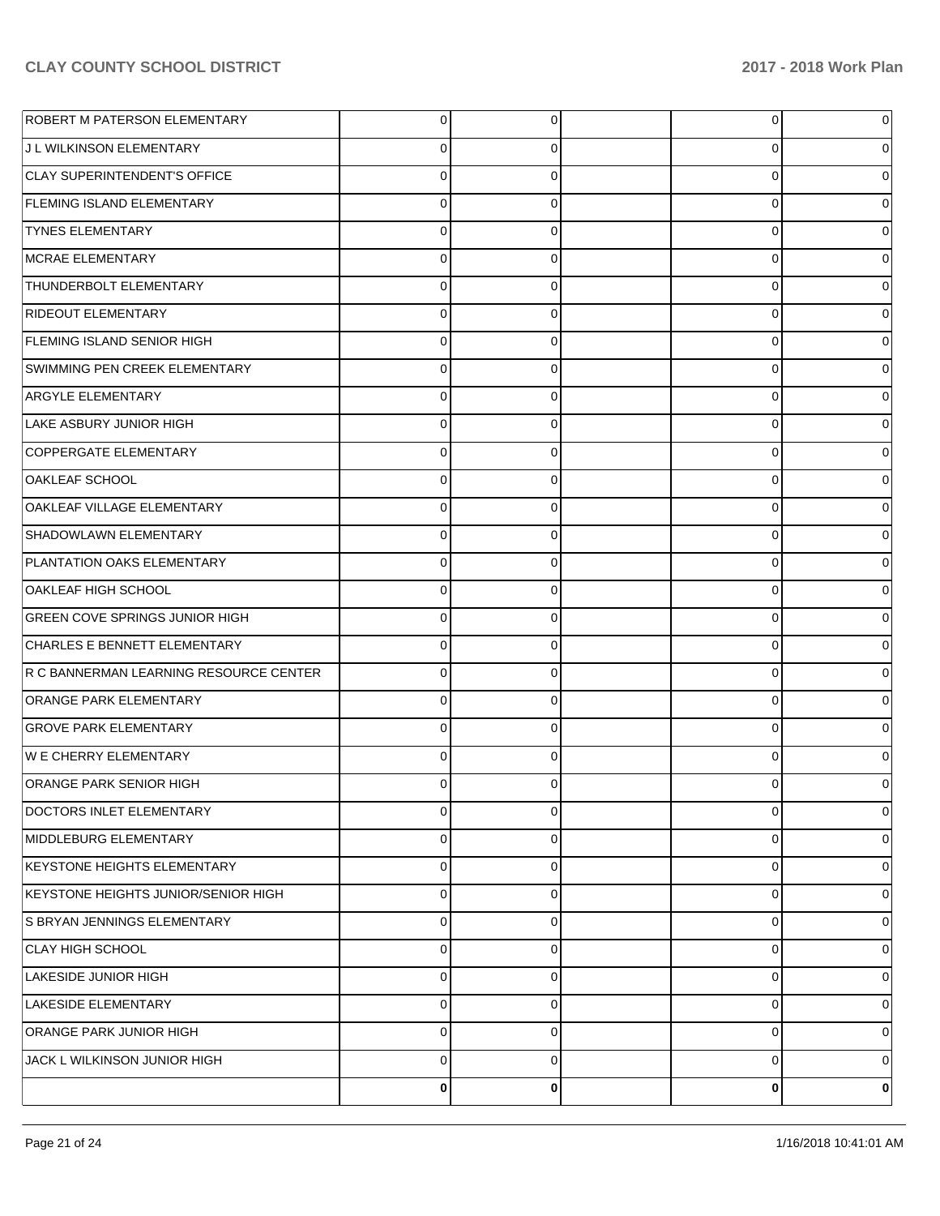| | | | | | |
|---|---|---|---|---|---|
| ROBERT M PATERSON ELEMENTARY | 0 | 0 | | 0 | 0 |
| J L WILKINSON ELEMENTARY | 0 | 0 | | 0 | 0 |
| CLAY SUPERINTENDENT'S OFFICE | 0 | 0 | | 0 | 0 |
| FLEMING ISLAND ELEMENTARY | 0 | 0 | | 0 | 0 |
| TYNES ELEMENTARY | 0 | 0 | | 0 | 0 |
| MCRAE ELEMENTARY | 0 | 0 | | 0 | 0 |
| THUNDERBOLT ELEMENTARY | 0 | 0 | | 0 | 0 |
| RIDEOUT ELEMENTARY | 0 | 0 | | 0 | 0 |
| FLEMING ISLAND SENIOR HIGH | 0 | 0 | | 0 | 0 |
| SWIMMING PEN CREEK ELEMENTARY | 0 | 0 | | 0 | 0 |
| ARGYLE ELEMENTARY | 0 | 0 | | 0 | 0 |
| LAKE ASBURY JUNIOR HIGH | 0 | 0 | | 0 | 0 |
| COPPERGATE ELEMENTARY | 0 | 0 | | 0 | 0 |
| OAKLEAF SCHOOL | 0 | 0 | | 0 | 0 |
| OAKLEAF VILLAGE ELEMENTARY | 0 | 0 | | 0 | 0 |
| SHADOWLAWN ELEMENTARY | 0 | 0 | | 0 | 0 |
| PLANTATION OAKS ELEMENTARY | 0 | 0 | | 0 | 0 |
| OAKLEAF HIGH SCHOOL | 0 | 0 | | 0 | 0 |
| GREEN COVE SPRINGS JUNIOR HIGH | 0 | 0 | | 0 | 0 |
| CHARLES E BENNETT ELEMENTARY | 0 | 0 | | 0 | 0 |
| R C BANNERMAN LEARNING RESOURCE CENTER | 0 | 0 | | 0 | 0 |
| ORANGE PARK ELEMENTARY | 0 | 0 | | 0 | 0 |
| GROVE PARK ELEMENTARY | 0 | 0 | | 0 | 0 |
| W E CHERRY ELEMENTARY | 0 | 0 | | 0 | 0 |
| ORANGE PARK SENIOR HIGH | 0 | 0 | | 0 | 0 |
| DOCTORS INLET ELEMENTARY | 0 | 0 | | 0 | 0 |
| MIDDLEBURG ELEMENTARY | 0 | 0 | | 0 | 0 |
| KEYSTONE HEIGHTS ELEMENTARY | 0 | 0 | | 0 | 0 |
| KEYSTONE HEIGHTS JUNIOR/SENIOR HIGH | 0 | 0 | | 0 | 0 |
| S BRYAN JENNINGS ELEMENTARY | 0 | 0 | | 0 | 0 |
| CLAY HIGH SCHOOL | 0 | 0 | | 0 | 0 |
| LAKESIDE JUNIOR HIGH | 0 | 0 | | 0 | 0 |
| LAKESIDE ELEMENTARY | 0 | 0 | | 0 | 0 |
| ORANGE PARK JUNIOR HIGH | 0 | 0 | | 0 | 0 |
| JACK L WILKINSON JUNIOR HIGH | 0 | 0 | | 0 | 0 |
| | **0** | **0** | | **0** | **0** |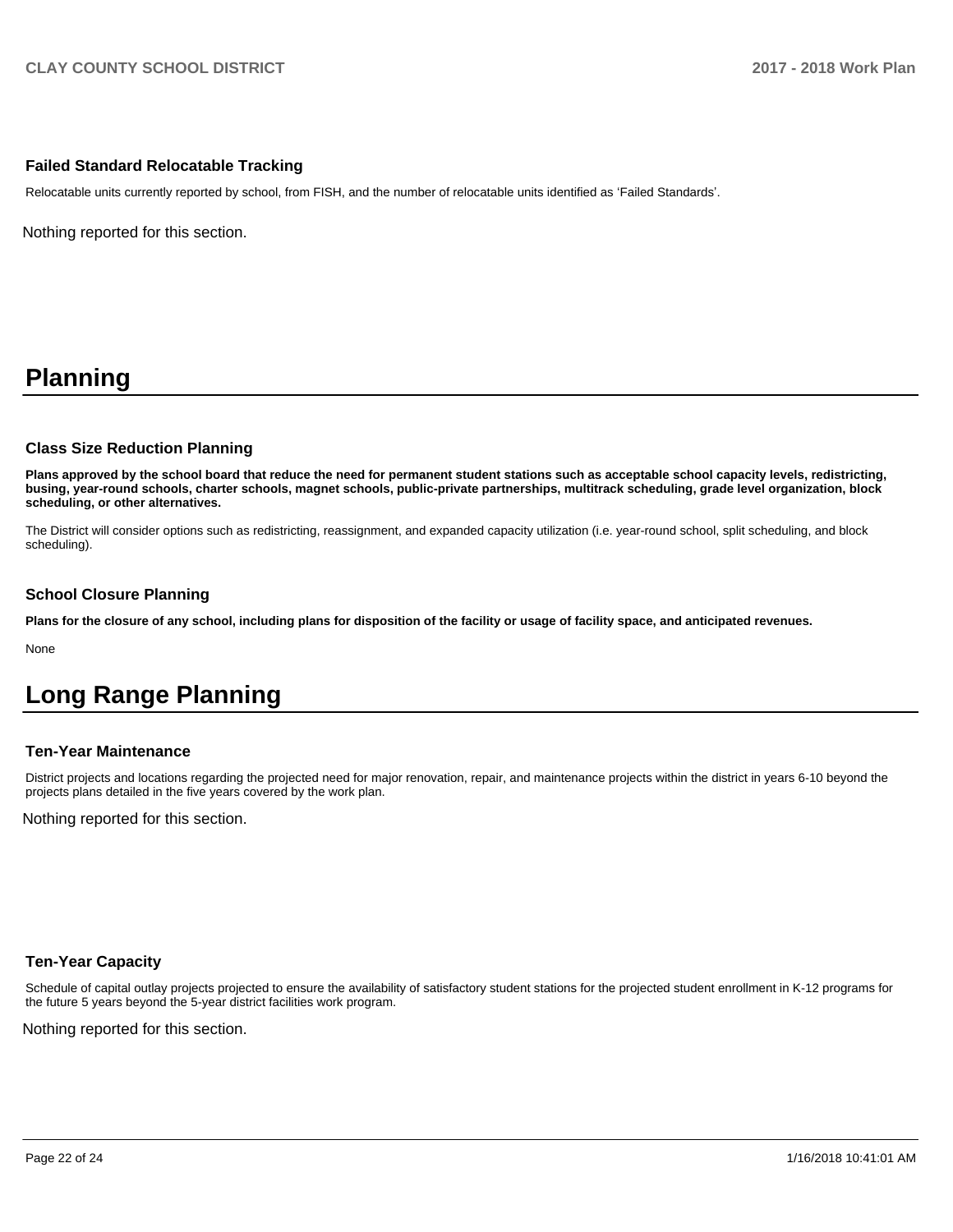### Failed Standard Relocatable Tracking

Relocatable units currently reported by school, from FISH, and the number of relocatable units identified as 'Failed Standards'.

Nothing reported for this section.

# Planning

### Class Size Reduction Planning

**Plans approved by the school board that reduce the need for permanent student stations such as acceptable school capacity levels, redistricting, busing, year-round schools, charter schools, magnet schools, public-private partnerships, multitrack scheduling, grade level organization, block scheduling, or other alternatives.**

The District will consider options such as redistricting, reassignment, and expanded capacity utilization (i.e. year-round school, split scheduling, and block scheduling).

### School Closure Planning

**Plans for the closure of any school, including plans for disposition of the facility or usage of facility space, and anticipated revenues.**

None

# Long Range Planning

### Ten-Year Maintenance

District projects and locations regarding the projected need for major renovation, repair, and maintenance projects within the district in years 6-10 beyond the projects plans detailed in the five years covered by the work plan.

Nothing reported for this section.

### Ten-Year Capacity

Schedule of capital outlay projects projected to ensure the availability of satisfactory student stations for the projected student enrollment in K-12 programs for the future 5 years beyond the 5-year district facilities work program.

Nothing reported for this section.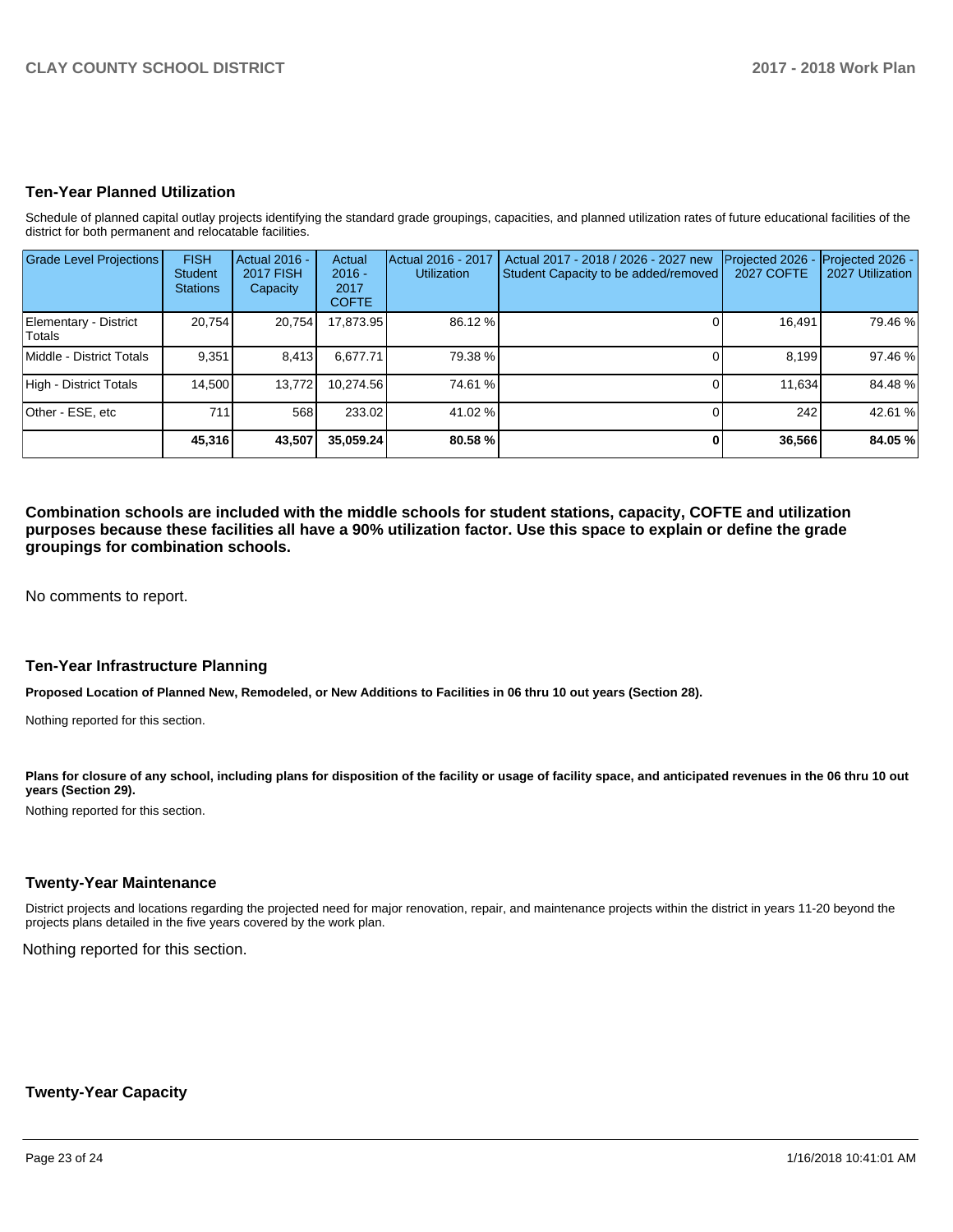## Ten-Year Planned Utilization

Schedule of planned capital outlay projects identifying the standard grade groupings, capacities, and planned utilization rates of future educational facilities of the district for both permanent and relocatable facilities.

| Grade Level Projections | FISH Student Stations | Actual 2016 - 2017 FISH Capacity | Actual 2016 - 2017 COFTE | Actual 2016 - 2017 Utilization | Actual 2017 - 2018 / 2026 - 2027 new Student Capacity to be added/removed | Projected 2026 - 2027 COFTE | Projected 2026 - 2027 Utilization |
|---|---|---|---|---|---|---|---|
| Elementary - District Totals | 20,754 | 20,754 | 17,873.95 | 86.12 % | 0 | 16,491 | 79.46 % |
| Middle - District Totals | 9,351 | 8,413 | 6,677.71 | 79.38 % | 0 | 8,199 | 97.46 % |
| High - District Totals | 14,500 | 13,772 | 10,274.56 | 74.61 % | 0 | 11,634 | 84.48 % |
| Other - ESE, etc | 711 | 568 | 233.02 | 41.02 % | 0 | 242 | 42.61 % |
| | **45,316** | **43,507** | **35,059.24** | **80.58 %** | **0** | **36,566** | **84.05 %** |

**Combination schools are included with the middle schools for student stations, capacity, COFTE and utilization purposes because these facilities all have a 90% utilization factor. Use this space to explain or define the grade groupings for combination schools.**

No comments to report.

## Ten-Year Infrastructure Planning

**Proposed Location of Planned New, Remodeled, or New Additions to Facilities in 06 thru 10 out years (Section 28).**

Nothing reported for this section.

**Plans for closure of any school, including plans for disposition of the facility or usage of facility space, and anticipated revenues in the 06 thru 10 out years (Section 29).**

Nothing reported for this section.

## Twenty-Year Maintenance

District projects and locations regarding the projected need for major renovation, repair, and maintenance projects within the district in years 11-20 beyond the projects plans detailed in the five years covered by the work plan.

Nothing reported for this section.

## Twenty-Year Capacity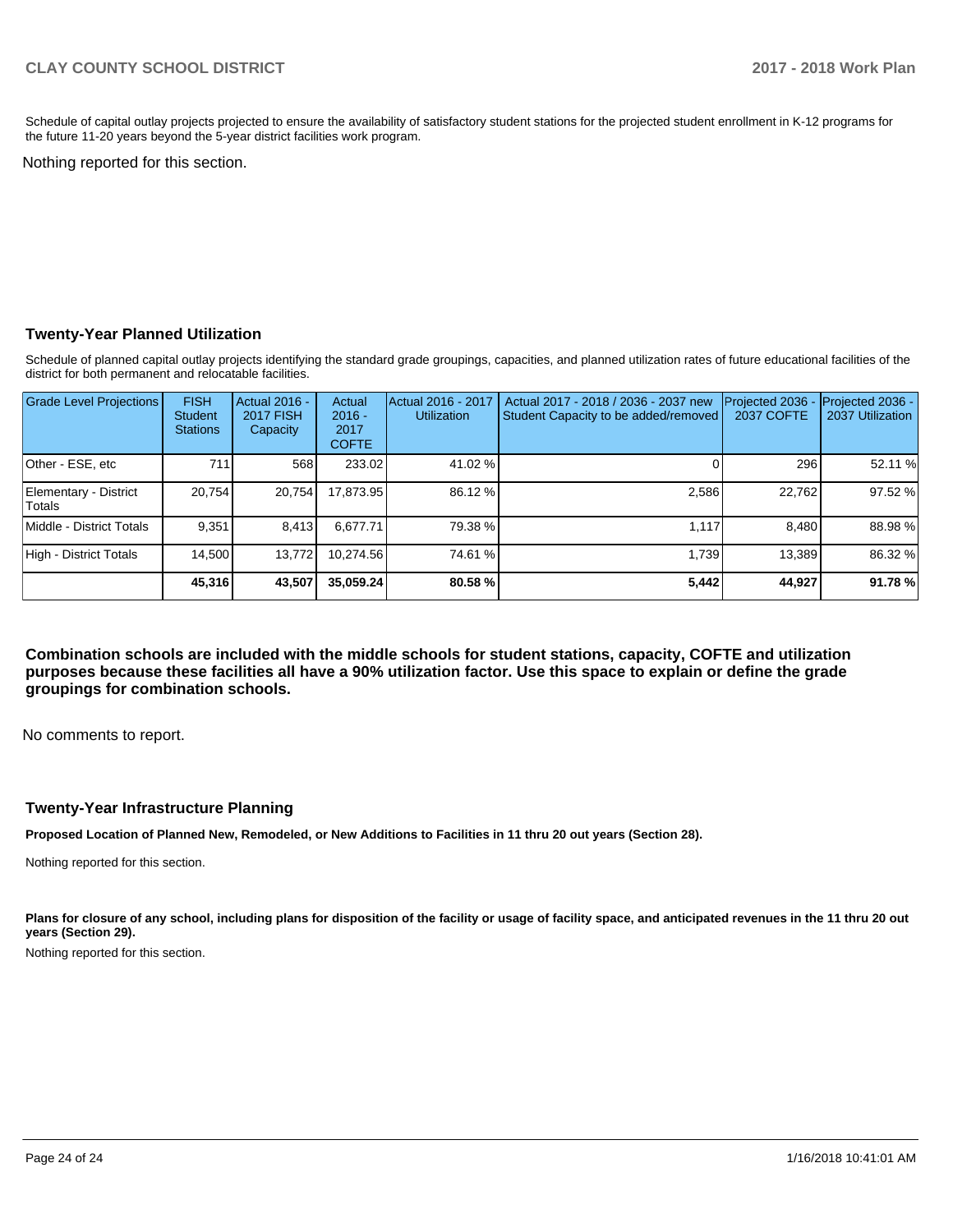Schedule of capital outlay projects projected to ensure the availability of satisfactory student stations for the projected student enrollment in K-12 programs for the future 11-20 years beyond the 5-year district facilities work program.

Nothing reported for this section.

## Twenty-Year Planned Utilization

Schedule of planned capital outlay projects identifying the standard grade groupings, capacities, and planned utilization rates of future educational facilities of the district for both permanent and relocatable facilities.

| Grade Level Projections | FISH Student Stations | Actual 2016 - 2017 FISH Capacity | Actual 2016 - 2017 COFTE | Actual 2016 - 2017 Utilization | Actual 2017 - 2018 / 2036 - 2037 new Student Capacity to be added/removed | Projected 2036 - 2037 COFTE | Projected 2036 - 2037 Utilization |
|---|---|---|---|---|---|---|---|
| Other - ESE, etc | 711 | 568 | 233.02 | 41.02 % | 0 | 296 | 52.11 % |
| Elementary - District Totals | 20,754 | 20,754 | 17,873.95 | 86.12 % | 2,586 | 22,762 | 97.52 % |
| Middle - District Totals | 9,351 | 8,413 | 6,677.71 | 79.38 % | 1,117 | 8,480 | 88.98 % |
| High - District Totals | 14,500 | 13,772 | 10,274.56 | 74.61 % | 1,739 | 13,389 | 86.32 % |
| | **45,316** | **43,507** | **35,059.24** | **80.58 %** | **5,442** | **44,927** | **91.78 %** |

**Combination schools are included with the middle schools for student stations, capacity, COFTE and utilization purposes because these facilities all have a 90% utilization factor. Use this space to explain or define the grade groupings for combination schools.**

No comments to report.

## Twenty-Year Infrastructure Planning

**Proposed Location of Planned New, Remodeled, or New Additions to Facilities in 11 thru 20 out years (Section 28).**

Nothing reported for this section.

**Plans for closure of any school, including plans for disposition of the facility or usage of facility space, and anticipated revenues in the 11 thru 20 out years (Section 29).**

Nothing reported for this section.